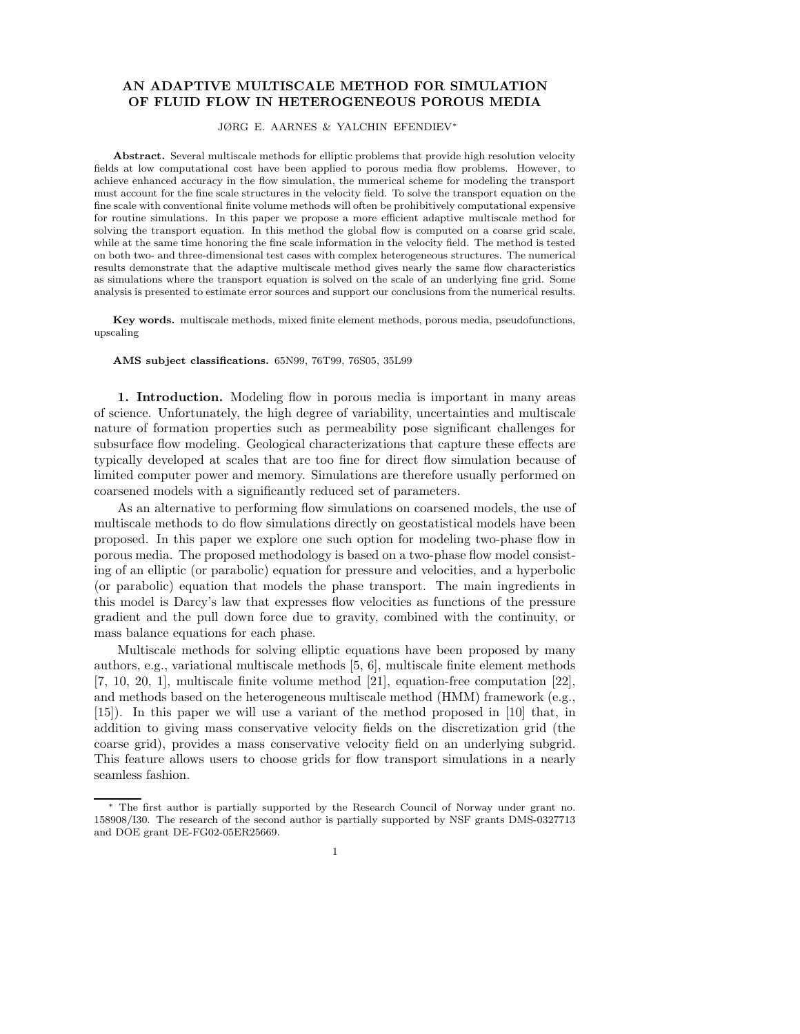# AN ADAPTIVE MULTISCALE METHOD FOR SIMULATION OF FLUID FLOW IN HETEROGENEOUS POROUS MEDIA

JØRG E. AARNES & YALCHIN EFENDIEV*

**Abstract.** Several multiscale methods for elliptic problems that provide high resolution velocity fields at low computational cost have been applied to porous media flow problems. However, to achieve enhanced accuracy in the flow simulation, the numerical scheme for modeling the transport must account for the fine scale structures in the velocity field. To solve the transport equation on the fine scale with conventional finite volume methods will often be prohibitively computational expensive for routine simulations. In this paper we propose a more efficient adaptive multiscale method for solving the transport equation. In this method the global flow is computed on a coarse grid scale, while at the same time honoring the fine scale information in the velocity field. The method is tested on both two- and three-dimensional test cases with complex heterogeneous structures. The numerical results demonstrate that the adaptive multiscale method gives nearly the same flow characteristics as simulations where the transport equation is solved on the scale of an underlying fine grid. Some analysis is presented to estimate error sources and support our conclusions from the numerical results.

**Key words.** multiscale methods, mixed finite element methods, porous media, pseudofunctions, upscaling

**AMS subject classifications.** 65N99, 76T99, 76S05, 35L99

## 1. Introduction.

Modeling flow in porous media is important in many areas of science. Unfortunately, the high degree of variability, uncertainties and multiscale nature of formation properties such as permeability pose significant challenges for subsurface flow modeling. Geological characterizations that capture these effects are typically developed at scales that are too fine for direct flow simulation because of limited computer power and memory. Simulations are therefore usually performed on coarsened models with a significantly reduced set of parameters.

As an alternative to performing flow simulations on coarsened models, the use of multiscale methods to do flow simulations directly on geostatistical models have been proposed. In this paper we explore one such option for modeling two-phase flow in porous media. The proposed methodology is based on a two-phase flow model consisting of an elliptic (or parabolic) equation for pressure and velocities, and a hyperbolic (or parabolic) equation that models the phase transport. The main ingredients in this model is Darcy's law that expresses flow velocities as functions of the pressure gradient and the pull down force due to gravity, combined with the continuity, or mass balance equations for each phase.

Multiscale methods for solving elliptic equations have been proposed by many authors, e.g., variational multiscale methods [5, 6], multiscale finite element methods [7, 10, 20, 1], multiscale finite volume method [21], equation-free computation [22], and methods based on the heterogeneous multiscale method (HMM) framework (e.g., [15]). In this paper we will use a variant of the method proposed in [10] that, in addition to giving mass conservative velocity fields on the discretization grid (the coarse grid), provides a mass conservative velocity field on an underlying subgrid. This feature allows users to choose grids for flow transport simulations in a nearly seamless fashion.

---

* The first author is partially supported by the Research Council of Norway under grant no. 158908/I30. The research of the second author is partially supported by NSF grants DMS-0327713 and DOE grant DE-FG02-05ER25669.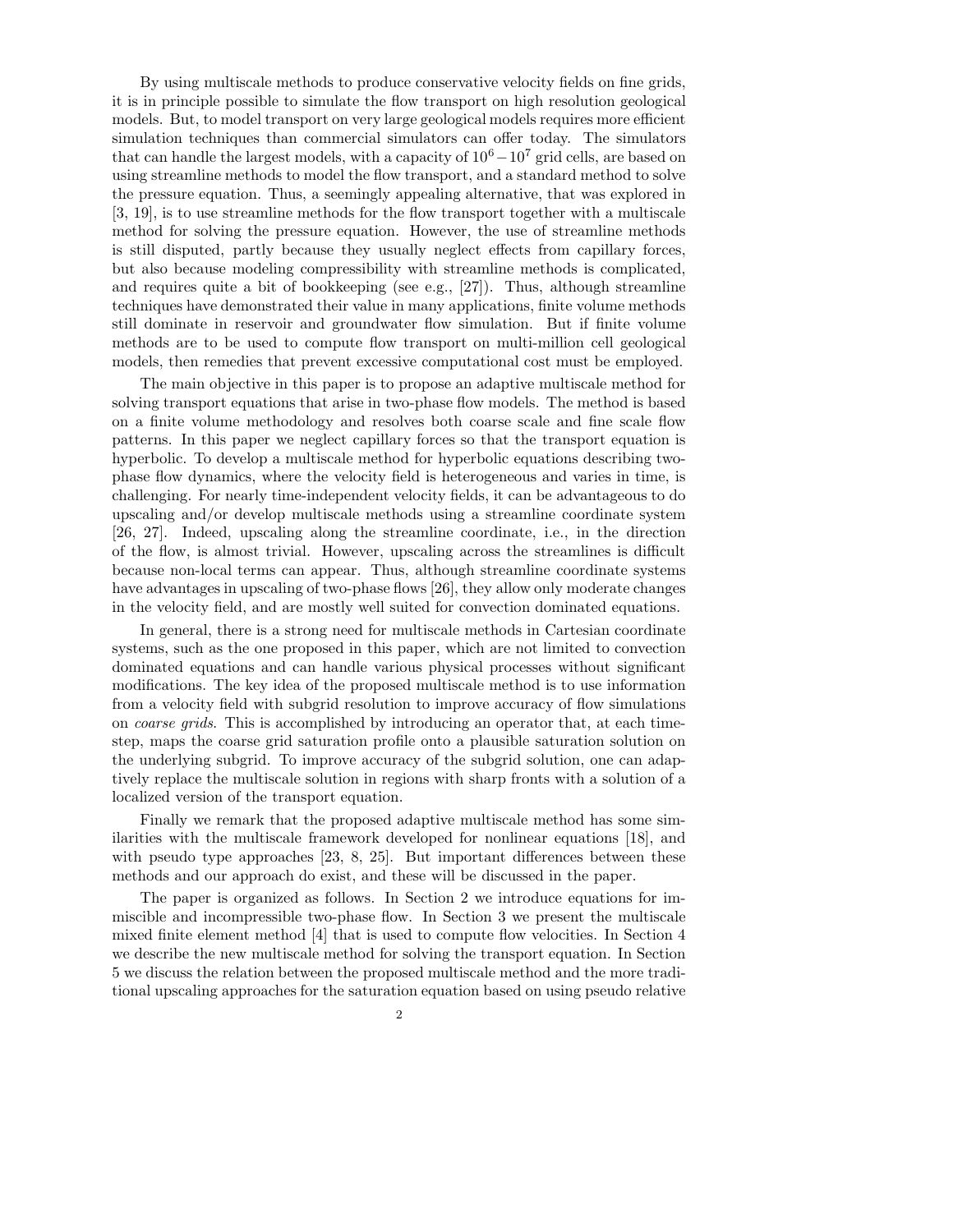By using multiscale methods to produce conservative velocity fields on fine grids, it is in principle possible to simulate the flow transport on high resolution geological models. But, to model transport on very large geological models requires more efficient simulation techniques than commercial simulators can offer today. The simulators that can handle the largest models, with a capacity of $10^6 - 10^7$ grid cells, are based on using streamline methods to model the flow transport, and a standard method to solve the pressure equation. Thus, a seemingly appealing alternative, that was explored in [3, 19], is to use streamline methods for the flow transport together with a multiscale method for solving the pressure equation. However, the use of streamline methods is still disputed, partly because they usually neglect effects from capillary forces, but also because modeling compressibility with streamline methods is complicated, and requires quite a bit of bookkeeping (see e.g., [27]). Thus, although streamline techniques have demonstrated their value in many applications, finite volume methods still dominate in reservoir and groundwater flow simulation. But if finite volume methods are to be used to compute flow transport on multi-million cell geological models, then remedies that prevent excessive computational cost must be employed.

The main objective in this paper is to propose an adaptive multiscale method for solving transport equations that arise in two-phase flow models. The method is based on a finite volume methodology and resolves both coarse scale and fine scale flow patterns. In this paper we neglect capillary forces so that the transport equation is hyperbolic. To develop a multiscale method for hyperbolic equations describing two-phase flow dynamics, where the velocity field is heterogeneous and varies in time, is challenging. For nearly time-independent velocity fields, it can be advantageous to do upscaling and/or develop multiscale methods using a streamline coordinate system [26, 27]. Indeed, upscaling along the streamline coordinate, i.e., in the direction of the flow, is almost trivial. However, upscaling across the streamlines is difficult because non-local terms can appear. Thus, although streamline coordinate systems have advantages in upscaling of two-phase flows [26], they allow only moderate changes in the velocity field, and are mostly well suited for convection dominated equations.

In general, there is a strong need for multiscale methods in Cartesian coordinate systems, such as the one proposed in this paper, which are not limited to convection dominated equations and can handle various physical processes without significant modifications. The key idea of the proposed multiscale method is to use information from a velocity field with subgrid resolution to improve accuracy of flow simulations on *coarse grids*. This is accomplished by introducing an operator that, at each time-step, maps the coarse grid saturation profile onto a plausible saturation solution on the underlying subgrid. To improve accuracy of the subgrid solution, one can adaptively replace the multiscale solution in regions with sharp fronts with a solution of a localized version of the transport equation.

Finally we remark that the proposed adaptive multiscale method has some similarities with the multiscale framework developed for nonlinear equations [18], and with pseudo type approaches [23, 8, 25]. But important differences between these methods and our approach do exist, and these will be discussed in the paper.

The paper is organized as follows. In Section 2 we introduce equations for immiscible and incompressible two-phase flow. In Section 3 we present the multiscale mixed finite element method [4] that is used to compute flow velocities. In Section 4 we describe the new multiscale method for solving the transport equation. In Section 5 we discuss the relation between the proposed multiscale method and the more traditional upscaling approaches for the saturation equation based on using pseudo relative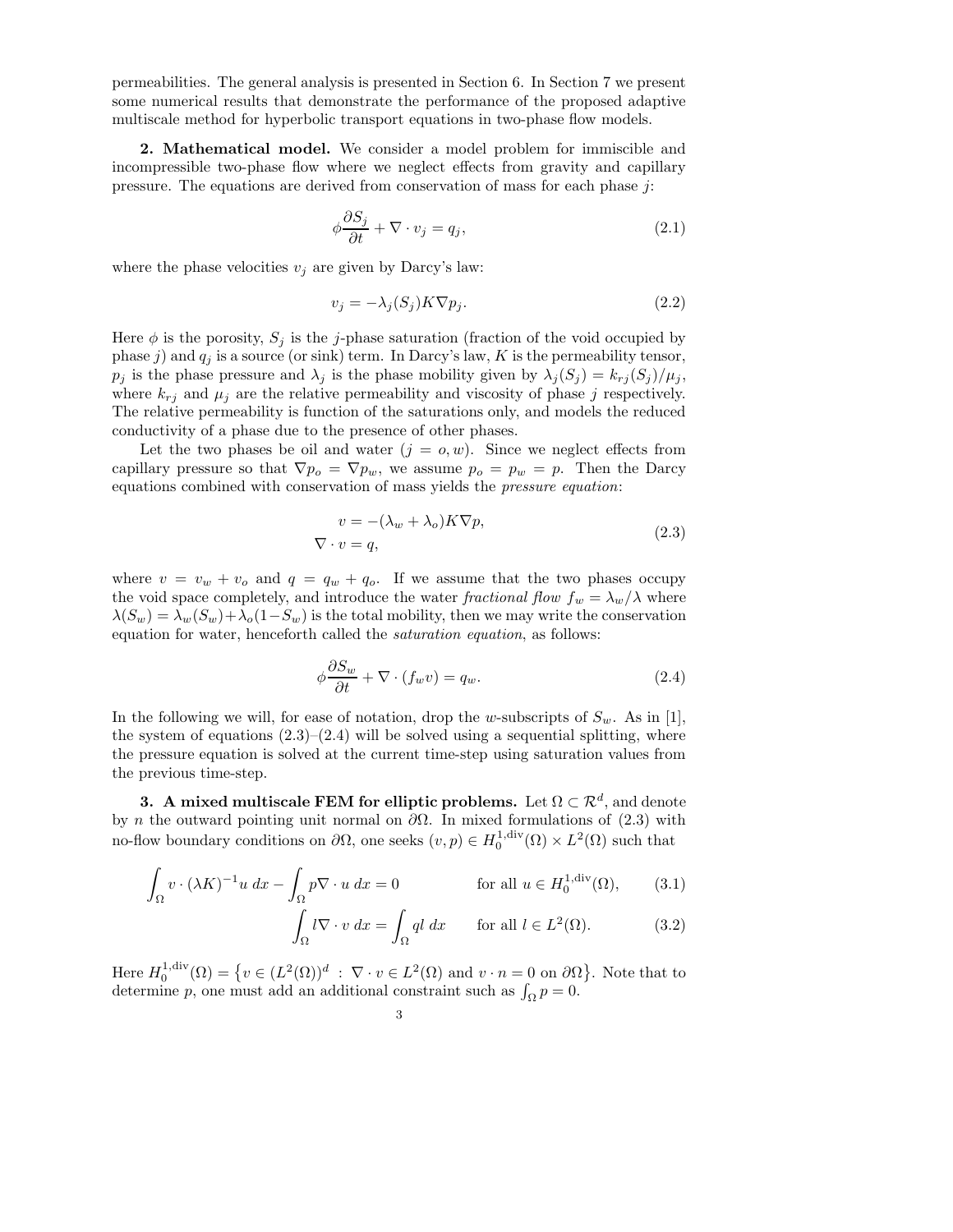permeabilities. The general analysis is presented in Section 6. In Section 7 we present some numerical results that demonstrate the performance of the proposed adaptive multiscale method for hyperbolic transport equations in two-phase flow models.

## 2. Mathematical model.

We consider a model problem for immiscible and incompressible two-phase flow where we neglect effects from gravity and capillary pressure. The equations are derived from conservation of mass for each phase $j$:

$$\phi \frac{\partial S_j}{\partial t} + \nabla \cdot v_j = q_j, \tag{2.1}$$

where the phase velocities $v_j$ are given by Darcy's law:

$$v_j = -\lambda_j(S_j) K \nabla p_j. \tag{2.2}$$

Here $\phi$ is the porosity, $S_j$ is the $j$-phase saturation (fraction of the void occupied by phase $j$) and $q_j$ is a source (or sink) term. In Darcy's law, $K$ is the permeability tensor, $p_j$ is the phase pressure and $\lambda_j$ is the phase mobility given by $\lambda_j(S_j) = k_{rj}(S_j)/\mu_j$, where $k_{rj}$ and $\mu_j$ are the relative permeability and viscosity of phase $j$ respectively. The relative permeability is function of the saturations only, and models the reduced conductivity of a phase due to the presence of other phases.

Let the two phases be oil and water ($j = o, w$). Since we neglect effects from capillary pressure so that $\nabla p_o = \nabla p_w$, we assume $p_o = p_w = p$. Then the Darcy equations combined with conservation of mass yields the *pressure equation*:

$$\begin{aligned} v &= -(\lambda_w + \lambda_o) K \nabla p, \\ \nabla \cdot v &= q, \end{aligned} \tag{2.3}$$

where $v = v_w + v_o$ and $q = q_w + q_o$. If we assume that the two phases occupy the void space completely, and introduce the water *fractional flow* $f_w = \lambda_w/\lambda$ where $\lambda(S_w) = \lambda_w(S_w) + \lambda_o(1 - S_w)$ is the total mobility, then we may write the conservation equation for water, henceforth called the *saturation equation*, as follows:

$$\phi \frac{\partial S_w}{\partial t} + \nabla \cdot (f_w v) = q_w. \tag{2.4}$$

In the following we will, for ease of notation, drop the $w$-subscripts of $S_w$. As in [1], the system of equations (2.3)–(2.4) will be solved using a sequential splitting, where the pressure equation is solved at the current time-step using saturation values from the previous time-step.

## 3. A mixed multiscale FEM for elliptic problems.

Let $\Omega \subset \mathcal{R}^d$, and denote by $n$ the outward pointing unit normal on $\partial\Omega$. In mixed formulations of (2.3) with no-flow boundary conditions on $\partial\Omega$, one seeks $(v, p) \in H_0^{1,\text{div}}(\Omega) \times L^2(\Omega)$ such that

$$\int_\Omega v \cdot (\lambda K)^{-1} u \, dx - \int_\Omega p \nabla \cdot u \, dx = 0 \qquad \text{for all } u \in H_0^{1,\text{div}}(\Omega), \tag{3.1}$$

$$\int_\Omega l \nabla \cdot v \, dx = \int_\Omega q l \, dx \qquad \text{for all } l \in L^2(\Omega). \tag{3.2}$$

Here $H_0^{1,\text{div}}(\Omega) = \{ v \in (L^2(\Omega))^d \, : \, \nabla \cdot v \in L^2(\Omega) \text{ and } v \cdot n = 0 \text{ on } \partial\Omega \}$. Note that to determine $p$, one must add an additional constraint such as $\int_\Omega p = 0$.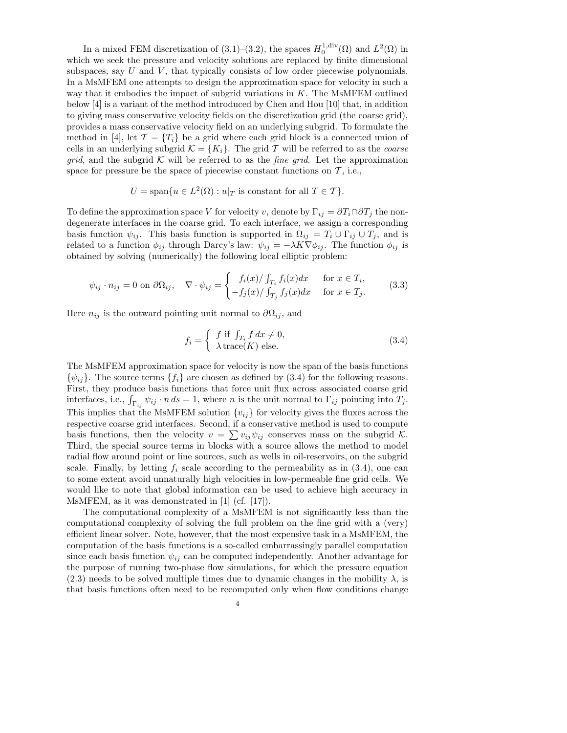In a mixed FEM discretization of (3.1)–(3.2), the spaces $H_0^{1,\text{div}}(\Omega)$ and $L^2(\Omega)$ in which we seek the pressure and velocity solutions are replaced by finite dimensional subspaces, say $U$ and $V$, that typically consists of low order piecewise polynomials. In a MsMFEM one attempts to design the approximation space for velocity in such a way that it embodies the impact of subgrid variations in $K$. The MsMFEM outlined below [4] is a variant of the method introduced by Chen and Hou [10] that, in addition to giving mass conservative velocity fields on the discretization grid (the coarse grid), provides a mass conservative velocity field on an underlying subgrid. To formulate the method in [4], let $\mathcal{T} = \{T_i\}$ be a grid where each grid block is a connected union of cells in an underlying subgrid $\mathcal{K} = \{K_i\}$. The grid $\mathcal{T}$ will be referred to as the *coarse grid*, and the subgrid $\mathcal{K}$ will be referred to as the *fine grid*. Let the approximation space for pressure be the space of piecewise constant functions on $\mathcal{T}$, i.e.,

$$U = \text{span}\{u \in L^2(\Omega) : u|_T \text{ is constant for all } T \in \mathcal{T}\}.$$

To define the approximation space $V$ for velocity $v$, denote by $\Gamma_{ij} = \partial T_i \cap \partial T_j$ the non-degenerate interfaces in the coarse grid. To each interface, we assign a corresponding basis function $\psi_{ij}$. This basis function is supported in $\Omega_{ij} = T_i \cup \Gamma_{ij} \cup T_j$, and is related to a function $\phi_{ij}$ through Darcy's law: $\psi_{ij} = -\lambda K \nabla \phi_{ij}$. The function $\phi_{ij}$ is obtained by solving (numerically) the following local elliptic problem:

$$\psi_{ij} \cdot n_{ij} = 0 \text{ on } \partial\Omega_{ij}, \quad \nabla \cdot \psi_{ij} = \begin{cases} f_i(x)/\int_{T_i} f_i(x)dx & \text{for } x \in T_i, \\ -f_j(x)/\int_{T_j} f_j(x)dx & \text{for } x \in T_j. \end{cases} \tag{3.3}$$

Here $n_{ij}$ is the outward pointing unit normal to $\partial\Omega_{ij}$, and

$$f_i = \begin{cases} f \text{ if } \int_{T_i} f\,dx \neq 0, \\ \lambda\,\text{trace}(K) \text{ else.} \end{cases} \tag{3.4}$$

The MsMFEM approximation space for velocity is now the span of the basis functions $\{\psi_{ij}\}$. The source terms $\{f_i\}$ are chosen as defined by (3.4) for the following reasons. First, they produce basis functions that force unit flux across associated coarse grid interfaces, i.e., $\int_{\Gamma_{ij}} \psi_{ij} \cdot n\,ds = 1$, where $n$ is the unit normal to $\Gamma_{ij}$ pointing into $T_j$. This implies that the MsMFEM solution $\{v_{ij}\}$ for velocity gives the fluxes across the respective coarse grid interfaces. Second, if a conservative method is used to compute basis functions, then the velocity $v = \sum v_{ij}\psi_{ij}$ conserves mass on the subgrid $\mathcal{K}$. Third, the special source terms in blocks with a source allows the method to model radial flow around point or line sources, such as wells in oil-reservoirs, on the subgrid scale. Finally, by letting $f_i$ scale according to the permeability as in (3.4), one can to some extent avoid unnaturally high velocities in low-permeable fine grid cells. We would like to note that global information can be used to achieve high accuracy in MsMFEM, as it was demonstrated in [1] (cf. [17]).

The computational complexity of a MsMFEM is not significantly less than the computational complexity of solving the full problem on the fine grid with a (very) efficient linear solver. Note, however, that the most expensive task in a MsMFEM, the computation of the basis functions is a so-called embarrassingly parallel computation since each basis function $\psi_{ij}$ can be computed independently. Another advantage for the purpose of running two-phase flow simulations, for which the pressure equation (2.3) needs to be solved multiple times due to dynamic changes in the mobility $\lambda$, is that basis functions often need to be recomputed only when flow conditions change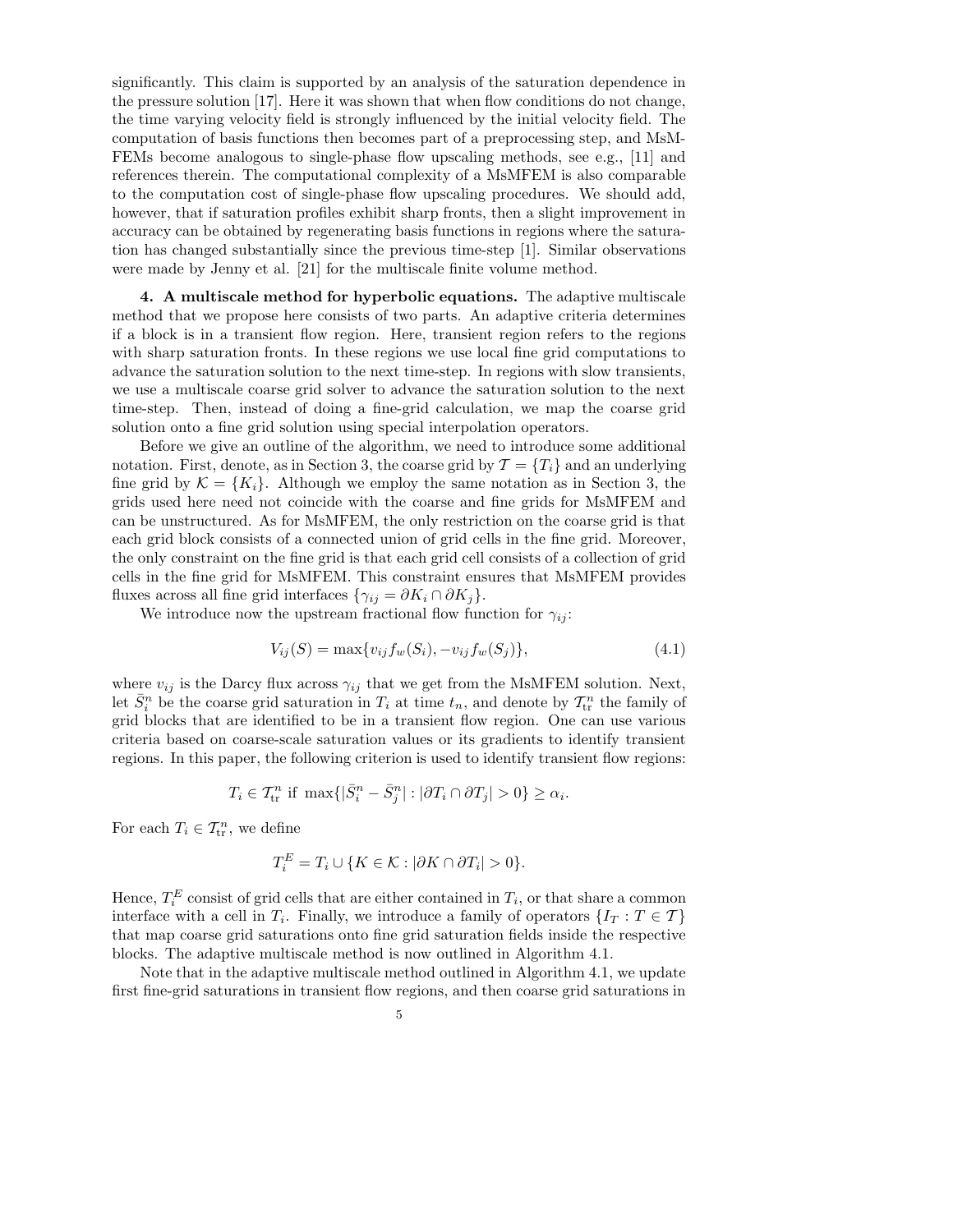significantly. This claim is supported by an analysis of the saturation dependence in the pressure solution [17]. Here it was shown that when flow conditions do not change, the time varying velocity field is strongly influenced by the initial velocity field. The computation of basis functions then becomes part of a preprocessing step, and MsMFEMs become analogous to single-phase flow upscaling methods, see e.g., [11] and references therein. The computational complexity of a MsMFEM is also comparable to the computation cost of single-phase flow upscaling procedures. We should add, however, that if saturation profiles exhibit sharp fronts, then a slight improvement in accuracy can be obtained by regenerating basis functions in regions where the saturation has changed substantially since the previous time-step [1]. Similar observations were made by Jenny et al. [21] for the multiscale finite volume method.

## 4. A multiscale method for hyperbolic equations.

The adaptive multiscale method that we propose here consists of two parts. An adaptive criteria determines if a block is in a transient flow region. Here, transient region refers to the regions with sharp saturation fronts. In these regions we use local fine grid computations to advance the saturation solution to the next time-step. In regions with slow transients, we use a multiscale coarse grid solver to advance the saturation solution to the next time-step. Then, instead of doing a fine-grid calculation, we map the coarse grid solution onto a fine grid solution using special interpolation operators.

Before we give an outline of the algorithm, we need to introduce some additional notation. First, denote, as in Section 3, the coarse grid by $\mathcal{T} = \{T_i\}$ and an underlying fine grid by $\mathcal{K} = \{K_i\}$. Although we employ the same notation as in Section 3, the grids used here need not coincide with the coarse and fine grids for MsMFEM and can be unstructured. As for MsMFEM, the only restriction on the coarse grid is that each grid block consists of a connected union of grid cells in the fine grid. Moreover, the only constraint on the fine grid is that each grid cell consists of a collection of grid cells in the fine grid for MsMFEM. This constraint ensures that MsMFEM provides fluxes across all fine grid interfaces $\{\gamma_{ij} = \partial K_i \cap \partial K_j\}$.

We introduce now the upstream fractional flow function for $\gamma_{ij}$:

$$V_{ij}(S) = \max\{v_{ij} f_w(S_i), -v_{ij} f_w(S_j)\}, \tag{4.1}$$

where $v_{ij}$ is the Darcy flux across $\gamma_{ij}$ that we get from the MsMFEM solution. Next, let $\bar{S}_i^n$ be the coarse grid saturation in $T_i$ at time $t_n$, and denote by $\mathcal{T}_{\mathrm{tr}}^n$ the family of grid blocks that are identified to be in a transient flow region. One can use various criteria based on coarse-scale saturation values or its gradients to identify transient regions. In this paper, the following criterion is used to identify transient flow regions:

$$T_i \in \mathcal{T}_{\mathrm{tr}}^n \text{ if } \max\{|\bar{S}_i^n - \bar{S}_j^n| : |\partial T_i \cap \partial T_j| > 0\} \geq \alpha_i.$$

For each $T_i \in \mathcal{T}_{\mathrm{tr}}^n$, we define

$$T_i^E = T_i \cup \{K \in \mathcal{K} : |\partial K \cap \partial T_i| > 0\}.$$

Hence, $T_i^E$ consist of grid cells that are either contained in $T_i$, or that share a common interface with a cell in $T_i$. Finally, we introduce a family of operators $\{I_T : T \in \mathcal{T}\}$ that map coarse grid saturations onto fine grid saturation fields inside the respective blocks. The adaptive multiscale method is now outlined in Algorithm 4.1.

Note that in the adaptive multiscale method outlined in Algorithm 4.1, we update first fine-grid saturations in transient flow regions, and then coarse grid saturations in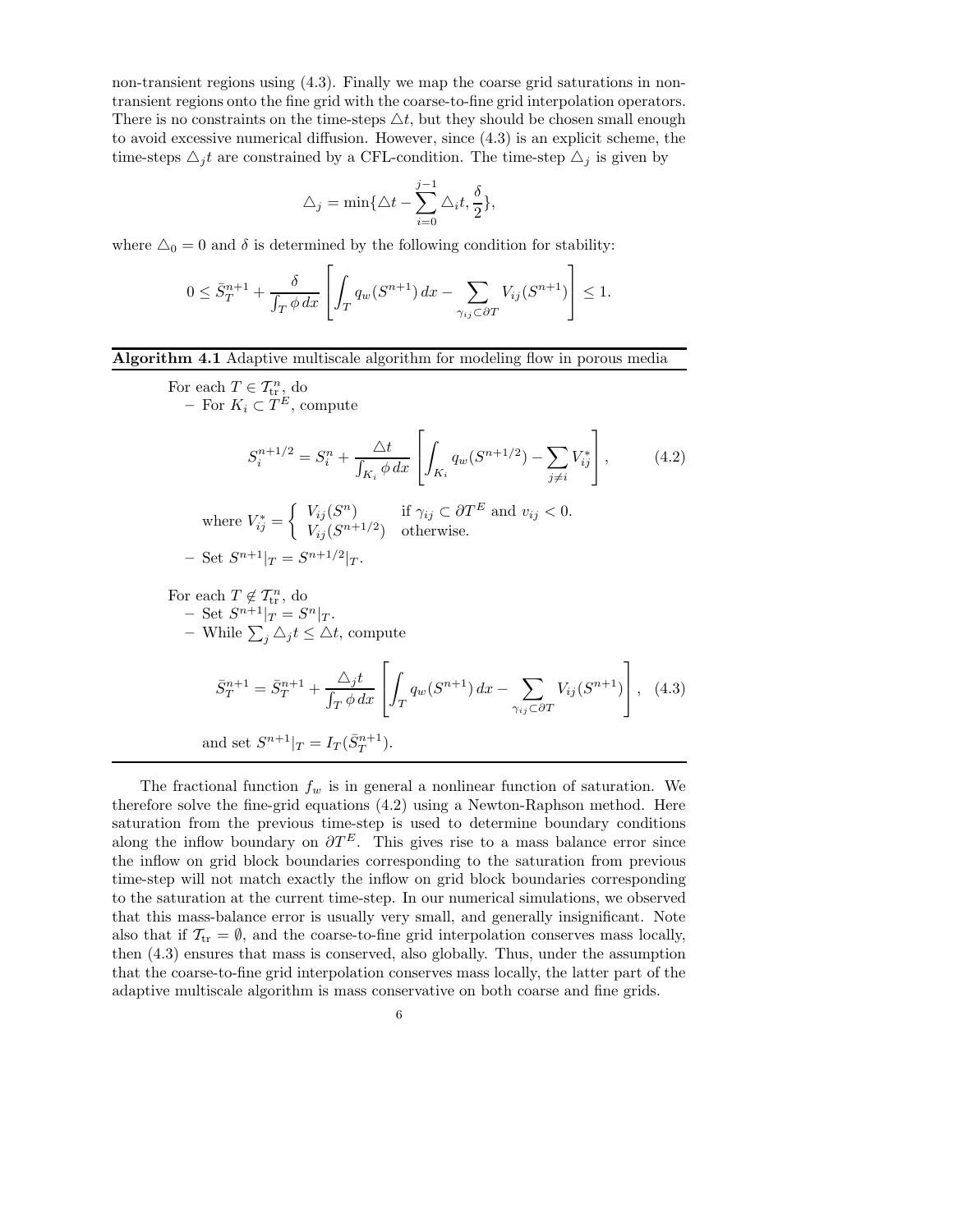non-transient regions using (4.3). Finally we map the coarse grid saturations in non-transient regions onto the fine grid with the coarse-to-fine grid interpolation operators. There is no constraints on the time-steps $\triangle t$, but they should be chosen small enough to avoid excessive numerical diffusion. However, since (4.3) is an explicit scheme, the time-steps $\triangle_j t$ are constrained by a CFL-condition. The time-step $\triangle_j$ is given by

$$\triangle_j = \min\{\triangle t - \sum_{i=0}^{j-1} \triangle_i t, \frac{\delta}{2}\},$$

where $\triangle_0 = 0$ and $\delta$ is determined by the following condition for stability:

$$0 \leq \bar{S}_T^{n+1} + \frac{\delta}{\int_T \phi \, dx} \left[ \int_T q_w(S^{n+1}) \, dx - \sum_{\gamma_{ij} \subset \partial T} V_{ij}(S^{n+1}) \right] \leq 1.$$

**Algorithm 4.1** Adaptive multiscale algorithm for modeling flow in porous media

For each $T \in \mathcal{T}_{\text{tr}}^n$, do
- For $K_i \subset T^E$, compute

$$S_i^{n+1/2} = S_i^n + \frac{\triangle t}{\int_{K_i} \phi \, dx} \left[ \int_{K_i} q_w(S^{n+1/2}) - \sum_{j \neq i} V_{ij}^* \right], \tag{4.2}$$

where $V_{ij}^* = \begin{cases} V_{ij}(S^n) & \text{if } \gamma_{ij} \subset \partial T^E \text{ and } v_{ij} < 0. \\ V_{ij}(S^{n+1/2}) & \text{otherwise.} \end{cases}$

- Set $S^{n+1}|_T = S^{n+1/2}|_T$.

For each $T \notin \mathcal{T}_{\text{tr}}^n$, do
- Set $S^{n+1}|_T = S^n|_T$.
- While $\sum_j \triangle_j t \leq \triangle t$, compute

$$\bar{S}_T^{n+1} = \bar{S}_T^{n+1} + \frac{\triangle_j t}{\int_T \phi \, dx} \left[ \int_T q_w(S^{n+1}) \, dx - \sum_{\gamma_{ij} \subset \partial T} V_{ij}(S^{n+1}) \right], \tag{4.3}$$

and set $S^{n+1}|_T = I_T(\bar{S}_T^{n+1})$.

The fractional function $f_w$ is in general a nonlinear function of saturation. We therefore solve the fine-grid equations (4.2) using a Newton-Raphson method. Here saturation from the previous time-step is used to determine boundary conditions along the inflow boundary on $\partial T^E$. This gives rise to a mass balance error since the inflow on grid block boundaries corresponding to the saturation from previous time-step will not match exactly the inflow on grid block boundaries corresponding to the saturation at the current time-step. In our numerical simulations, we observed that this mass-balance error is usually very small, and generally insignificant. Note also that if $\mathcal{T}_{\text{tr}} = \emptyset$, and the coarse-to-fine grid interpolation conserves mass locally, then (4.3) ensures that mass is conserved, also globally. Thus, under the assumption that the coarse-to-fine grid interpolation conserves mass locally, the latter part of the adaptive multiscale algorithm is mass conservative on both coarse and fine grids.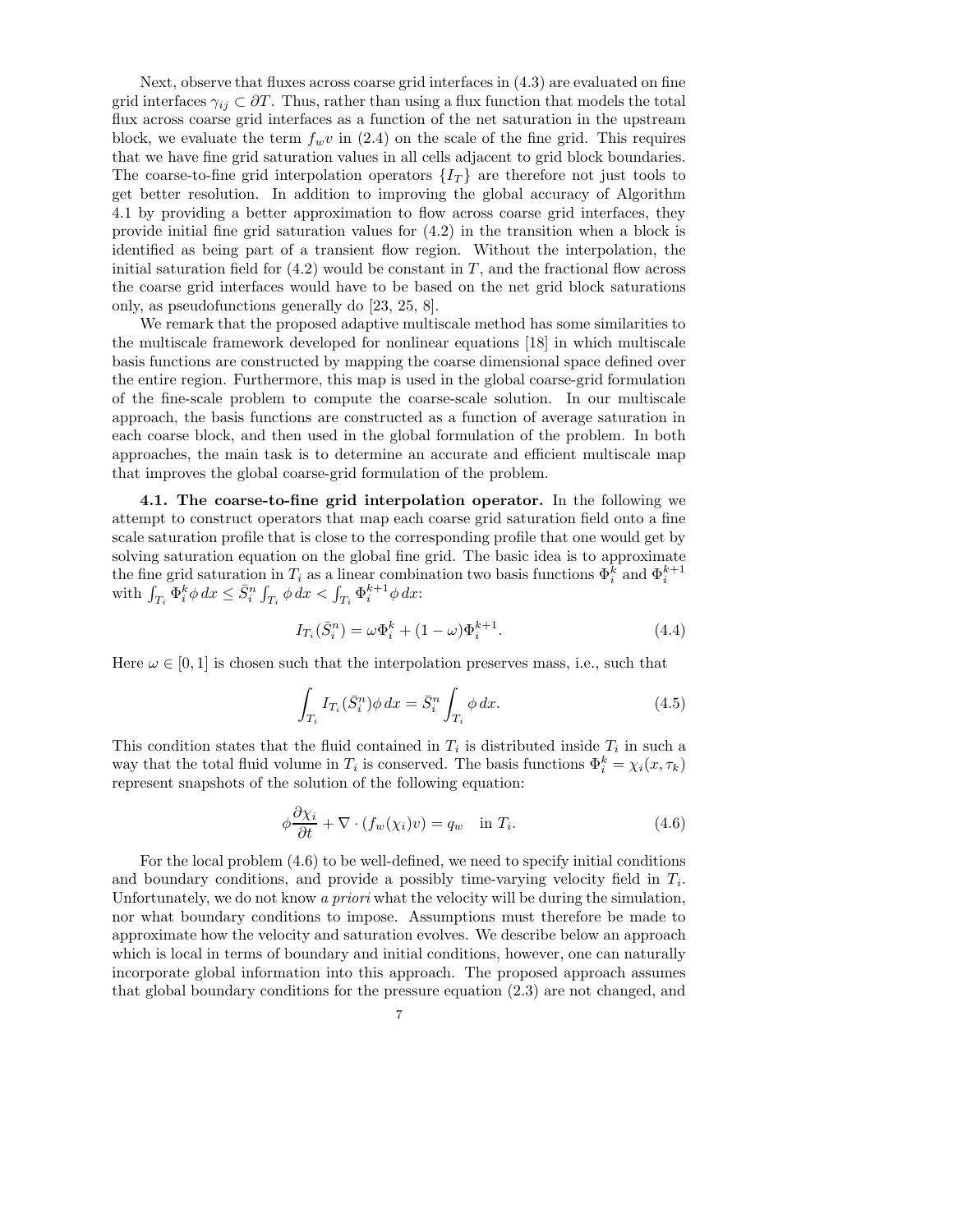Next, observe that fluxes across coarse grid interfaces in (4.3) are evaluated on fine grid interfaces $\gamma_{ij} \subset \partial T$. Thus, rather than using a flux function that models the total flux across coarse grid interfaces as a function of the net saturation in the upstream block, we evaluate the term $f_w v$ in (2.4) on the scale of the fine grid. This requires that we have fine grid saturation values in all cells adjacent to grid block boundaries. The coarse-to-fine grid interpolation operators $\{I_T\}$ are therefore not just tools to get better resolution. In addition to improving the global accuracy of Algorithm 4.1 by providing a better approximation to flow across coarse grid interfaces, they provide initial fine grid saturation values for (4.2) in the transition when a block is identified as being part of a transient flow region. Without the interpolation, the initial saturation field for (4.2) would be constant in $T$, and the fractional flow across the coarse grid interfaces would have to be based on the net grid block saturations only, as pseudofunctions generally do [23, 25, 8].

We remark that the proposed adaptive multiscale method has some similarities to the multiscale framework developed for nonlinear equations [18] in which multiscale basis functions are constructed by mapping the coarse dimensional space defined over the entire region. Furthermore, this map is used in the global coarse-grid formulation of the fine-scale problem to compute the coarse-scale solution. In our multiscale approach, the basis functions are constructed as a function of average saturation in each coarse block, and then used in the global formulation of the problem. In both approaches, the main task is to determine an accurate and efficient multiscale map that improves the global coarse-grid formulation of the problem.

**4.1. The coarse-to-fine grid interpolation operator.** In the following we attempt to construct operators that map each coarse grid saturation field onto a fine scale saturation profile that is close to the corresponding profile that one would get by solving saturation equation on the global fine grid. The basic idea is to approximate the fine grid saturation in $T_i$ as a linear combination two basis functions $\Phi_i^k$ and $\Phi_i^{k+1}$ with $\int_{T_i} \Phi_i^k \phi \, dx \leq \bar{S}_i^n \int_{T_i} \phi \, dx < \int_{T_i} \Phi_i^{k+1} \phi \, dx$:

$$I_{T_i}(\bar{S}_i^n) = \omega \Phi_i^k + (1-\omega)\Phi_i^{k+1}. \tag{4.4}$$

Here $\omega \in [0,1]$ is chosen such that the interpolation preserves mass, i.e., such that

$$\int_{T_i} I_{T_i}(\bar{S}_i^n)\phi \, dx = \bar{S}_i^n \int_{T_i} \phi \, dx. \tag{4.5}$$

This condition states that the fluid contained in $T_i$ is distributed inside $T_i$ in such a way that the total fluid volume in $T_i$ is conserved. The basis functions $\Phi_i^k = \chi_i(x, \tau_k)$ represent snapshots of the solution of the following equation:

$$\phi \frac{\partial \chi_i}{\partial t} + \nabla \cdot (f_w(\chi_i) v) = q_w \quad \text{in } T_i. \tag{4.6}$$

For the local problem (4.6) to be well-defined, we need to specify initial conditions and boundary conditions, and provide a possibly time-varying velocity field in $T_i$. Unfortunately, we do not know *a priori* what the velocity will be during the simulation, nor what boundary conditions to impose. Assumptions must therefore be made to approximate how the velocity and saturation evolves. We describe below an approach which is local in terms of boundary and initial conditions, however, one can naturally incorporate global information into this approach. The proposed approach assumes that global boundary conditions for the pressure equation (2.3) are not changed, and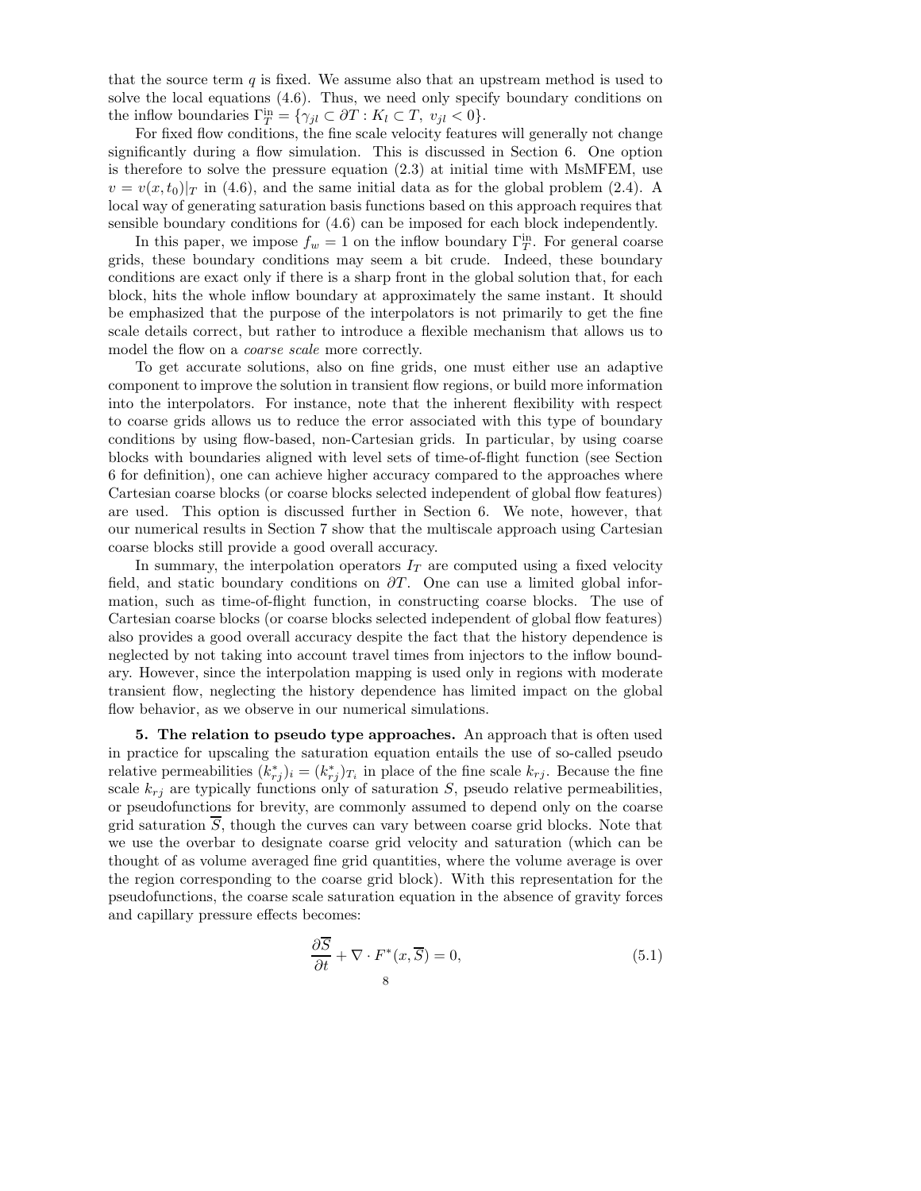that the source term $q$ is fixed. We assume also that an upstream method is used to solve the local equations (4.6). Thus, we need only specify boundary conditions on the inflow boundaries $\Gamma_T^{\text{in}} = \{\gamma_{jl} \subset \partial T : K_l \subset T,\ v_{jl} < 0\}$.

For fixed flow conditions, the fine scale velocity features will generally not change significantly during a flow simulation. This is discussed in Section 6. One option is therefore to solve the pressure equation (2.3) at initial time with MsMFEM, use $v = v(x, t_0)|_T$ in (4.6), and the same initial data as for the global problem (2.4). A local way of generating saturation basis functions based on this approach requires that sensible boundary conditions for (4.6) can be imposed for each block independently.

In this paper, we impose $f_w = 1$ on the inflow boundary $\Gamma_T^{\text{in}}$. For general coarse grids, these boundary conditions may seem a bit crude. Indeed, these boundary conditions are exact only if there is a sharp front in the global solution that, for each block, hits the whole inflow boundary at approximately the same instant. It should be emphasized that the purpose of the interpolators is not primarily to get the fine scale details correct, but rather to introduce a flexible mechanism that allows us to model the flow on a *coarse scale* more correctly.

To get accurate solutions, also on fine grids, one must either use an adaptive component to improve the solution in transient flow regions, or build more information into the interpolators. For instance, note that the inherent flexibility with respect to coarse grids allows us to reduce the error associated with this type of boundary conditions by using flow-based, non-Cartesian grids. In particular, by using coarse blocks with boundaries aligned with level sets of time-of-flight function (see Section 6 for definition), one can achieve higher accuracy compared to the approaches where Cartesian coarse blocks (or coarse blocks selected independent of global flow features) are used. This option is discussed further in Section 6. We note, however, that our numerical results in Section 7 show that the multiscale approach using Cartesian coarse blocks still provide a good overall accuracy.

In summary, the interpolation operators $I_T$ are computed using a fixed velocity field, and static boundary conditions on $\partial T$. One can use a limited global information, such as time-of-flight function, in constructing coarse blocks. The use of Cartesian coarse blocks (or coarse blocks selected independent of global flow features) also provides a good overall accuracy despite the fact that the history dependence is neglected by not taking into account travel times from injectors to the inflow boundary. However, since the interpolation mapping is used only in regions with moderate transient flow, neglecting the history dependence has limited impact on the global flow behavior, as we observe in our numerical simulations.

**5. The relation to pseudo type approaches.** An approach that is often used in practice for upscaling the saturation equation entails the use of so-called pseudo relative permeabilities $(k_{rj}^*)_i = (k_{rj}^*)_{T_i}$ in place of the fine scale $k_{rj}$. Because the fine scale $k_{rj}$ are typically functions only of saturation $S$, pseudo relative permeabilities, or pseudofunctions for brevity, are commonly assumed to depend only on the coarse grid saturation $\overline{S}$, though the curves can vary between coarse grid blocks. Note that we use the overbar to designate coarse grid velocity and saturation (which can be thought of as volume averaged fine grid quantities, where the volume average is over the region corresponding to the coarse grid block). With this representation for the pseudofunctions, the coarse scale saturation equation in the absence of gravity forces and capillary pressure effects becomes:

$$\frac{\partial \overline{S}}{\partial t} + \nabla \cdot F^*(x, \overline{S}) = 0, \tag{5.1}$$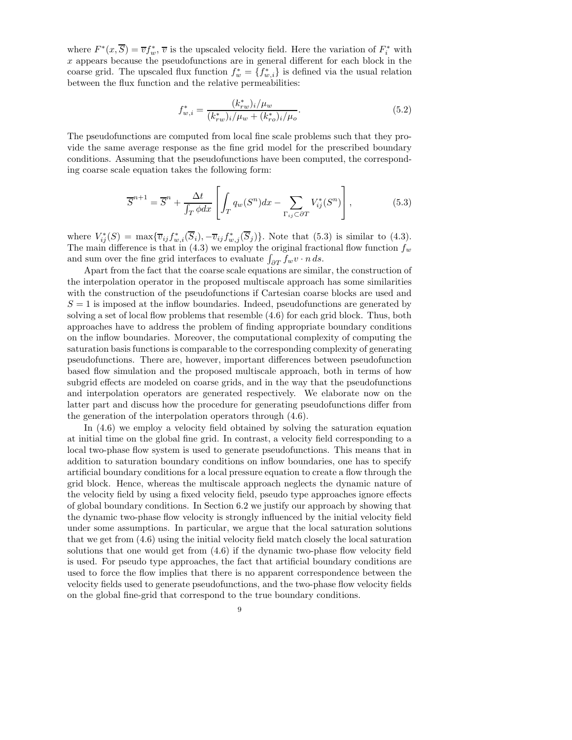where $F^*(x, \overline{S}) = \overline{v} f_w^*$, $\overline{v}$ is the upscaled velocity field. Here the variation of $F_i^*$ with $x$ appears because the pseudofunctions are in general different for each block in the coarse grid. The upscaled flux function $f_w^* = \{f_{w,i}^*\}$ is defined via the usual relation between the flux function and the relative permeabilities:

$$f_{w,i}^* = \frac{(k_{rw}^*)_i/\mu_w}{(k_{rw}^*)_i/\mu_w + (k_{ro}^*)_i/\mu_o}. \tag{5.2}$$

The pseudofunctions are computed from local fine scale problems such that they provide the same average response as the fine grid model for the prescribed boundary conditions. Assuming that the pseudofunctions have been computed, the corresponding coarse scale equation takes the following form:

$$\overline{S}^{n+1} = \overline{S}^n + \frac{\Delta t}{\int_T \phi dx} \left[ \int_T q_w(S^n) dx - \sum_{\Gamma_{ij} \subset \partial T} V_{ij}^*(S^n) \right], \tag{5.3}$$

where $V_{ij}^*(S) = \max\{\overline{v}_{ij} f_{w,i}^*(\overline{S}_i), -\overline{v}_{ij} f_{w,j}^*(\overline{S}_j)\}$. Note that (5.3) is similar to (4.3). The main difference is that in (4.3) we employ the original fractional flow function $f_w$ and sum over the fine grid interfaces to evaluate $\int_{\partial T} f_w v \cdot n \, ds$.

Apart from the fact that the coarse scale equations are similar, the construction of the interpolation operator in the proposed multiscale approach has some similarities with the construction of the pseudofunctions if Cartesian coarse blocks are used and $S = 1$ is imposed at the inflow boundaries. Indeed, pseudofunctions are generated by solving a set of local flow problems that resemble (4.6) for each grid block. Thus, both approaches have to address the problem of finding appropriate boundary conditions on the inflow boundaries. Moreover, the computational complexity of computing the saturation basis functions is comparable to the corresponding complexity of generating pseudofunctions. There are, however, important differences between pseudofunction based flow simulation and the proposed multiscale approach, both in terms of how subgrid effects are modeled on coarse grids, and in the way that the pseudofunctions and interpolation operators are generated respectively. We elaborate now on the latter part and discuss how the procedure for generating pseudofunctions differ from the generation of the interpolation operators through (4.6).

In (4.6) we employ a velocity field obtained by solving the saturation equation at initial time on the global fine grid. In contrast, a velocity field corresponding to a local two-phase flow system is used to generate pseudofunctions. This means that in addition to saturation boundary conditions on inflow boundaries, one has to specify artificial boundary conditions for a local pressure equation to create a flow through the grid block. Hence, whereas the multiscale approach neglects the dynamic nature of the velocity field by using a fixed velocity field, pseudo type approaches ignore effects of global boundary conditions. In Section 6.2 we justify our approach by showing that the dynamic two-phase flow velocity is strongly influenced by the initial velocity field under some assumptions. In particular, we argue that the local saturation solutions that we get from (4.6) using the initial velocity field match closely the local saturation solutions that one would get from (4.6) if the dynamic two-phase flow velocity field is used. For pseudo type approaches, the fact that artificial boundary conditions are used to force the flow implies that there is no apparent correspondence between the velocity fields used to generate pseudofunctions, and the two-phase flow velocity fields on the global fine-grid that correspond to the true boundary conditions.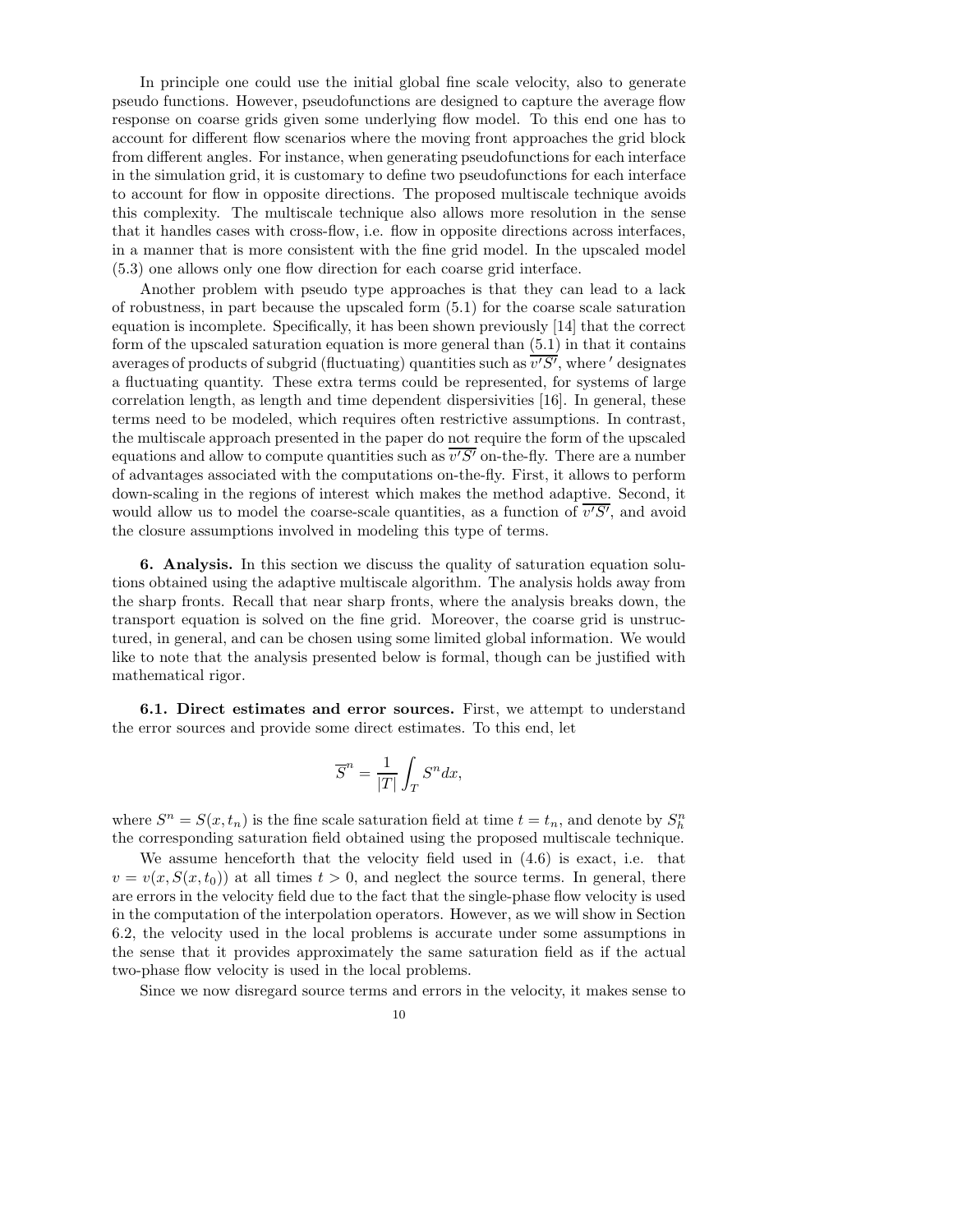In principle one could use the initial global fine scale velocity, also to generate pseudo functions. However, pseudofunctions are designed to capture the average flow response on coarse grids given some underlying flow model. To this end one has to account for different flow scenarios where the moving front approaches the grid block from different angles. For instance, when generating pseudofunctions for each interface in the simulation grid, it is customary to define two pseudofunctions for each interface to account for flow in opposite directions. The proposed multiscale technique avoids this complexity. The multiscale technique also allows more resolution in the sense that it handles cases with cross-flow, i.e. flow in opposite directions across interfaces, in a manner that is more consistent with the fine grid model. In the upscaled model (5.3) one allows only one flow direction for each coarse grid interface.

Another problem with pseudo type approaches is that they can lead to a lack of robustness, in part because the upscaled form (5.1) for the coarse scale saturation equation is incomplete. Specifically, it has been shown previously [14] that the correct form of the upscaled saturation equation is more general than (5.1) in that it contains averages of products of subgrid (fluctuating) quantities such as $\overline{v'S'}$, where $'$ designates a fluctuating quantity. These extra terms could be represented, for systems of large correlation length, as length and time dependent dispersivities [16]. In general, these terms need to be modeled, which requires often restrictive assumptions. In contrast, the multiscale approach presented in the paper do not require the form of the upscaled equations and allow to compute quantities such as $\overline{v'S'}$ on-the-fly. There are a number of advantages associated with the computations on-the-fly. First, it allows to perform down-scaling in the regions of interest which makes the method adaptive. Second, it would allow us to model the coarse-scale quantities, as a function of $\overline{v'S'}$, and avoid the closure assumptions involved in modeling this type of terms.

## 6. Analysis.

In this section we discuss the quality of saturation equation solutions obtained using the adaptive multiscale algorithm. The analysis holds away from the sharp fronts. Recall that near sharp fronts, where the analysis breaks down, the transport equation is solved on the fine grid. Moreover, the coarse grid is unstructured, in general, and can be chosen using some limited global information. We would like to note that the analysis presented below is formal, though can be justified with mathematical rigor.

### 6.1. Direct estimates and error sources.

First, we attempt to understand the error sources and provide some direct estimates. To this end, let

$$\overline{S}^n = \frac{1}{|T|}\int_T S^n dx,$$

where $S^n = S(x, t_n)$ is the fine scale saturation field at time $t = t_n$, and denote by $S_h^n$ the corresponding saturation field obtained using the proposed multiscale technique.

We assume henceforth that the velocity field used in (4.6) is exact, i.e. that $v = v(x, S(x, t_0))$ at all times $t > 0$, and neglect the source terms. In general, there are errors in the velocity field due to the fact that the single-phase flow velocity is used in the computation of the interpolation operators. However, as we will show in Section 6.2, the velocity used in the local problems is accurate under some assumptions in the sense that it provides approximately the same saturation field as if the actual two-phase flow velocity is used in the local problems.

Since we now disregard source terms and errors in the velocity, it makes sense to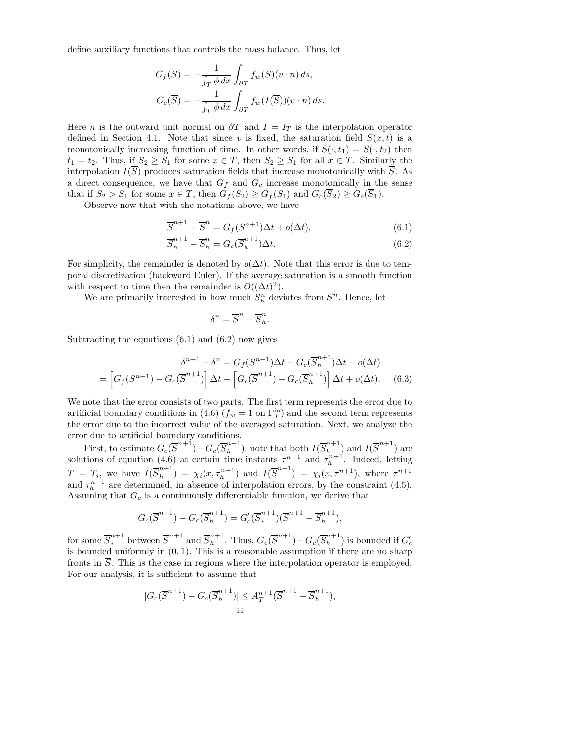define auxiliary functions that controls the mass balance. Thus, let

$$G_f(S) = -\frac{1}{\int_T \phi \, dx} \int_{\partial T} f_w(S)(v \cdot n) \, ds,$$
$$G_c(\overline{S}) = -\frac{1}{\int_T \phi \, dx} \int_{\partial T} f_w(I(\overline{S}))(v \cdot n) \, ds.$$

Here $n$ is the outward unit normal on $\partial T$ and $I = I_T$ is the interpolation operator defined in Section 4.1. Note that since $v$ is fixed, the saturation field $S(x,t)$ is a monotonically increasing function of time. In other words, if $S(\cdot, t_1) = S(\cdot, t_2)$ then $t_1 = t_2$. Thus, if $S_2 \geq S_1$ for some $x \in T$, then $S_2 \geq S_1$ for all $x \in T$. Similarly the interpolation $I(\overline{S})$ produces saturation fields that increase monotonically with $\overline{S}$. As a direct consequence, we have that $G_f$ and $G_c$ increase monotonically in the sense that if $S_2 > S_1$ for some $x \in T$, then $G_f(S_2) \geq G_f(S_1)$ and $G_c(\overline{S}_2) \geq G_c(\overline{S}_1)$.

Observe now that with the notations above, we have

$$\overline{S}^{n+1} - \overline{S}^n = G_f(S^{n+1})\Delta t + o(\Delta t), \tag{6.1}$$
$$\overline{S}_h^{n+1} - \overline{S}_h^n = G_c(\overline{S}_h^{n+1})\Delta t. \tag{6.2}$$

For simplicity, the remainder is denoted by $o(\Delta t)$. Note that this error is due to temporal discretization (backward Euler). If the average saturation is a smooth function with respect to time then the remainder is $O((\Delta t)^2)$.

We are primarily interested in how much $S_h^n$ deviates from $S^n$. Hence, let

$$\delta^n = \overline{S}^n - \overline{S}_h^n.$$

Subtracting the equations (6.1) and (6.2) now gives

$$\delta^{n+1} - \delta^n = G_f(S^{n+1})\Delta t - G_c(\overline{S}_h^{n+1})\Delta t + o(\Delta t)$$
$$= \left[G_f(S^{n+1}) - G_c(\overline{S}^{n+1})\right]\Delta t + \left[G_c(\overline{S}^{n+1}) - G_c(\overline{S}_h^{n+1})\right]\Delta t + o(\Delta t). \tag{6.3}$$

We note that the error consists of two parts. The first term represents the error due to artificial boundary conditions in (4.6) ($f_w = 1$ on $\Gamma_T^{\text{in}}$) and the second term represents the error due to the incorrect value of the averaged saturation. Next, we analyze the error due to artificial boundary conditions.

First, to estimate $G_c(\overline{S}^{n+1}) - G_c(\overline{S}_h^{n+1})$, note that both $I(\overline{S}_h^{n+1})$ and $I(\overline{S}^{n+1})$ are solutions of equation (4.6) at certain time instants $\tau^{n+1}$ and $\tau_h^{n+1}$. Indeed, letting $T = T_i$, we have $I(\overline{S}_h^{n+1}) = \chi_i(x, \tau_h^{n+1})$ and $I(\overline{S}^{n+1}) = \chi_i(x, \tau^{n+1})$, where $\tau^{n+1}$ and $\tau_h^{n+1}$ are determined, in absence of interpolation errors, by the constraint (4.5). Assuming that $G_c$ is a continuously differentiable function, we derive that

$$G_c(\overline{S}^{n+1}) - G_c(\overline{S}_h^{n+1}) = G_c'(\overline{S}_*^{n+1})(\overline{S}^{n+1} - \overline{S}_h^{n+1}),$$

for some $\overline{S}_*^{n+1}$ between $\overline{S}^{n+1}$ and $\overline{S}_h^{n+1}$. Thus, $G_c(\overline{S}^{n+1}) - G_c(\overline{S}_h^{n+1})$ is bounded if $G_c'$ is bounded uniformly in $(0,1)$. This is a reasonable assumption if there are no sharp fronts in $\overline{S}$. This is the case in regions where the interpolation operator is employed. For our analysis, it is sufficient to assume that

$$|G_c(\overline{S}^{n+1}) - G_c(\overline{S}_h^{n+1})| \leq A_T^{n+1}(\overline{S}^{n+1} - \overline{S}_h^{n+1}),$$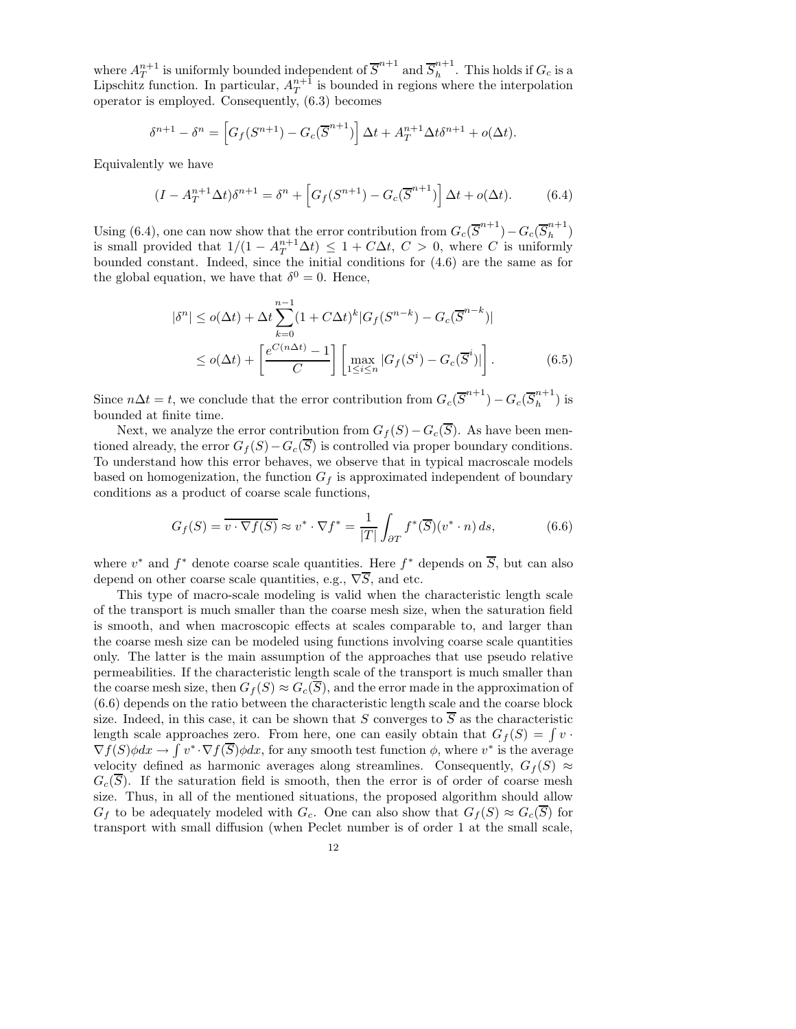where $A_T^{n+1}$ is uniformly bounded independent of $\overline{S}^{n+1}$ and $\overline{S}_h^{n+1}$. This holds if $G_c$ is a Lipschitz function. In particular, $A_T^{n+1}$ is bounded in regions where the interpolation operator is employed. Consequently, (6.3) becomes

$$\delta^{n+1} - \delta^n = \left[ G_f(S^{n+1}) - G_c(\overline{S}^{n+1}) \right] \Delta t + A_T^{n+1} \Delta t \delta^{n+1} + o(\Delta t).$$

Equivalently we have

$$(I - A_T^{n+1}\Delta t)\delta^{n+1} = \delta^n + \left[ G_f(S^{n+1}) - G_c(\overline{S}^{n+1}) \right] \Delta t + o(\Delta t). \tag{6.4}$$

Using (6.4), one can now show that the error contribution from $G_c(\overline{S}^{n+1}) - G_c(\overline{S}_h^{n+1})$ is small provided that $1/(1 - A_T^{n+1}\Delta t) \leq 1 + C\Delta t$, $C > 0$, where $C$ is uniformly bounded constant. Indeed, since the initial conditions for (4.6) are the same as for the global equation, we have that $\delta^0 = 0$. Hence,

$$\begin{aligned} |\delta^n| &\leq o(\Delta t) + \Delta t \sum_{k=0}^{n-1} (1 + C\Delta t)^k |G_f(S^{n-k}) - G_c(\overline{S}^{n-k})| \\ &\leq o(\Delta t) + \left[ \frac{e^{C(n\Delta t)} - 1}{C} \right] \left[ \max_{1 \leq i \leq n} |G_f(S^i) - G_c(\overline{S}^i)| \right]. \end{aligned} \tag{6.5}$$

Since $n\Delta t = t$, we conclude that the error contribution from $G_c(\overline{S}^{n+1}) - G_c(\overline{S}_h^{n+1})$ is bounded at finite time.

Next, we analyze the error contribution from $G_f(S) - G_c(\overline{S})$. As have been mentioned already, the error $G_f(S) - G_c(\overline{S})$ is controlled via proper boundary conditions. To understand how this error behaves, we observe that in typical macroscale models based on homogenization, the function $G_f$ is approximated independent of boundary conditions as a product of coarse scale functions,

$$G_f(S) = \overline{v \cdot \nabla f(S)} \approx v^* \cdot \nabla f^* = \frac{1}{|T|} \int_{\partial T} f^*(\overline{S})(v^* \cdot n)\, ds, \tag{6.6}$$

where $v^*$ and $f^*$ denote coarse scale quantities. Here $f^*$ depends on $\overline{S}$, but can also depend on other coarse scale quantities, e.g., $\nabla \overline{S}$, and etc.

This type of macro-scale modeling is valid when the characteristic length scale of the transport is much smaller than the coarse mesh size, when the saturation field is smooth, and when macroscopic effects at scales comparable to, and larger than the coarse mesh size can be modeled using functions involving coarse scale quantities only. The latter is the main assumption of the approaches that use pseudo relative permeabilities. If the characteristic length scale of the transport is much smaller than the coarse mesh size, then $G_f(S) \approx G_c(\overline{S})$, and the error made in the approximation of (6.6) depends on the ratio between the characteristic length scale and the coarse block size. Indeed, in this case, it can be shown that $S$ converges to $\overline{S}$ as the characteristic length scale approaches zero. From here, one can easily obtain that $G_f(S) = \int v \cdot \nabla f(S) \phi dx \to \int v^* \cdot \nabla f(\overline{S}) \phi dx$, for any smooth test function $\phi$, where $v^*$ is the average velocity defined as harmonic averages along streamlines. Consequently, $G_f(S) \approx G_c(\overline{S})$. If the saturation field is smooth, then the error is of order of coarse mesh size. Thus, in all of the mentioned situations, the proposed algorithm should allow $G_f$ to be adequately modeled with $G_c$. One can also show that $G_f(S) \approx G_c(\overline{S})$ for transport with small diffusion (when Peclet number is of order 1 at the small scale,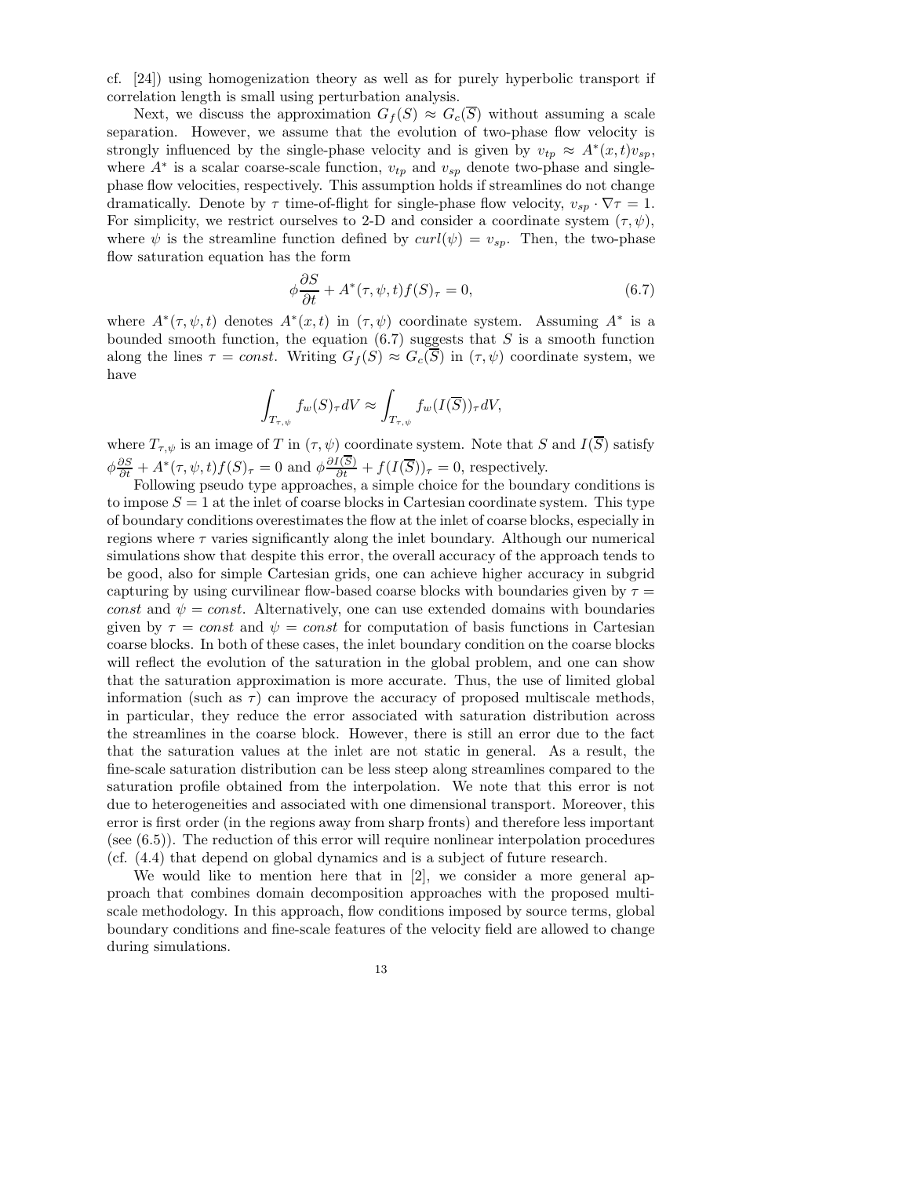cf. [24]) using homogenization theory as well as for purely hyperbolic transport if correlation length is small using perturbation analysis.

Next, we discuss the approximation $G_f(S) \approx G_c(\overline{S})$ without assuming a scale separation. However, we assume that the evolution of two-phase flow velocity is strongly influenced by the single-phase velocity and is given by $v_{tp} \approx A^*(x,t)v_{sp}$, where $A^*$ is a scalar coarse-scale function, $v_{tp}$ and $v_{sp}$ denote two-phase and single-phase flow velocities, respectively. This assumption holds if streamlines do not change dramatically. Denote by $\tau$ time-of-flight for single-phase flow velocity, $v_{sp} \cdot \nabla \tau = 1$. For simplicity, we restrict ourselves to 2-D and consider a coordinate system $(\tau, \psi)$, where $\psi$ is the streamline function defined by $curl(\psi) = v_{sp}$. Then, the two-phase flow saturation equation has the form

$$\phi \frac{\partial S}{\partial t} + A^*(\tau, \psi, t) f(S)_\tau = 0, \tag{6.7}$$

where $A^*(\tau, \psi, t)$ denotes $A^*(x,t)$ in $(\tau, \psi)$ coordinate system. Assuming $A^*$ is a bounded smooth function, the equation (6.7) suggests that $S$ is a smooth function along the lines $\tau = const$. Writing $G_f(S) \approx G_c(\overline{S})$ in $(\tau, \psi)$ coordinate system, we have

$$\int_{T_{\tau,\psi}} f_w(S)_\tau dV \approx \int_{T_{\tau,\psi}} f_w(I(\overline{S}))_\tau dV,$$

where $T_{\tau,\psi}$ is an image of $T$ in $(\tau, \psi)$ coordinate system. Note that $S$ and $I(\overline{S})$ satisfy $\phi \frac{\partial S}{\partial t} + A^*(\tau, \psi, t) f(S)_\tau = 0$ and $\phi \frac{\partial I(\overline{S})}{\partial t} + f(I(\overline{S}))_\tau = 0$, respectively.

Following pseudo type approaches, a simple choice for the boundary conditions is to impose $S = 1$ at the inlet of coarse blocks in Cartesian coordinate system. This type of boundary conditions overestimates the flow at the inlet of coarse blocks, especially in regions where $\tau$ varies significantly along the inlet boundary. Although our numerical simulations show that despite this error, the overall accuracy of the approach tends to be good, also for simple Cartesian grids, one can achieve higher accuracy in subgrid capturing by using curvilinear flow-based coarse blocks with boundaries given by $\tau = const$ and $\psi = const$. Alternatively, one can use extended domains with boundaries given by $\tau = const$ and $\psi = const$ for computation of basis functions in Cartesian coarse blocks. In both of these cases, the inlet boundary condition on the coarse blocks will reflect the evolution of the saturation in the global problem, and one can show that the saturation approximation is more accurate. Thus, the use of limited global information (such as $\tau$) can improve the accuracy of proposed multiscale methods, in particular, they reduce the error associated with saturation distribution across the streamlines in the coarse block. However, there is still an error due to the fact that the saturation values at the inlet are not static in general. As a result, the fine-scale saturation distribution can be less steep along streamlines compared to the saturation profile obtained from the interpolation. We note that this error is not due to heterogeneities and associated with one dimensional transport. Moreover, this error is first order (in the regions away from sharp fronts) and therefore less important (see (6.5)). The reduction of this error will require nonlinear interpolation procedures (cf. (4.4) that depend on global dynamics and is a subject of future research.

We would like to mention here that in [2], we consider a more general approach that combines domain decomposition approaches with the proposed multiscale methodology. In this approach, flow conditions imposed by source terms, global boundary conditions and fine-scale features of the velocity field are allowed to change during simulations.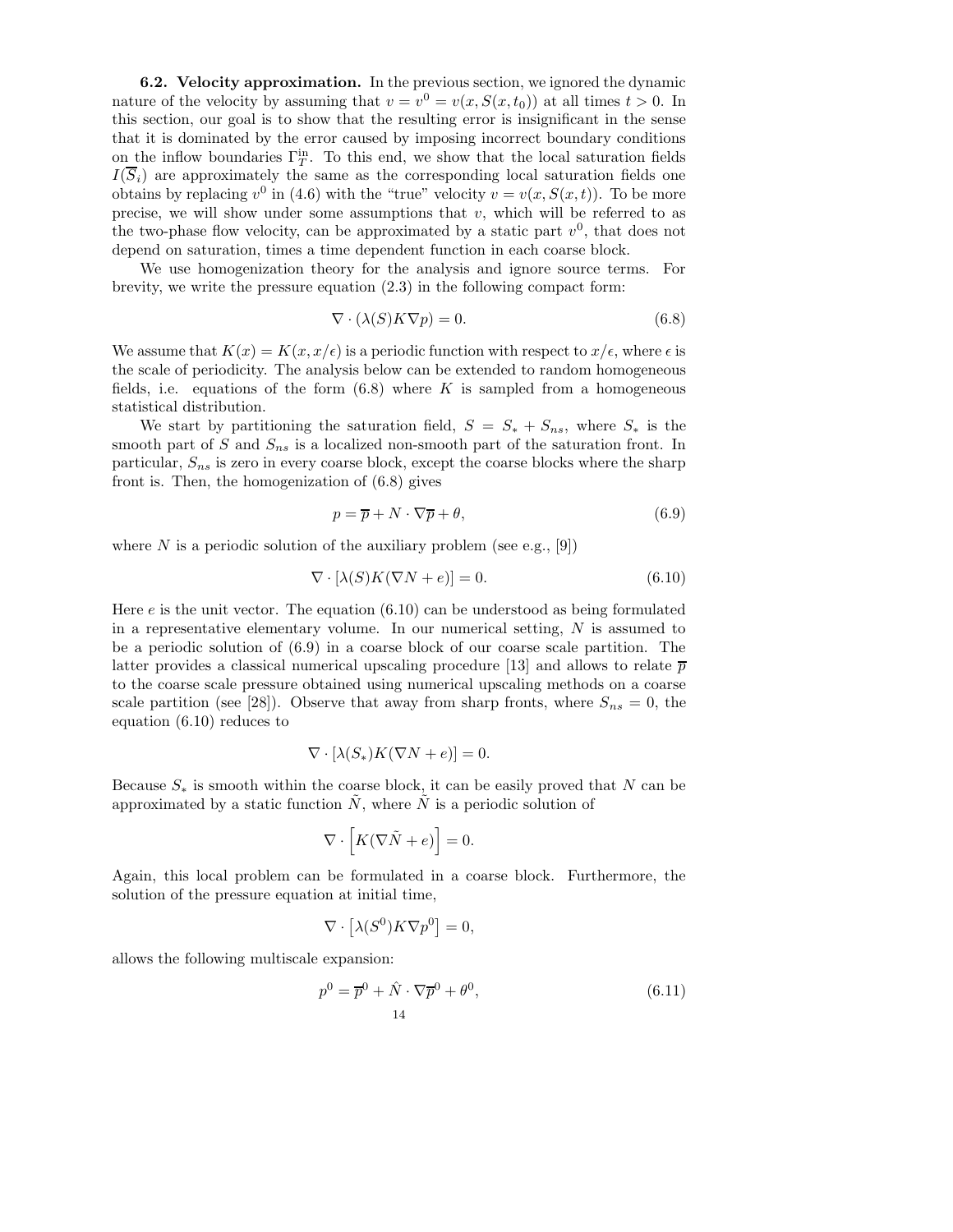**6.2. Velocity approximation.** In the previous section, we ignored the dynamic nature of the velocity by assuming that $v = v^0 = v(x, S(x, t_0))$ at all times $t > 0$. In this section, our goal is to show that the resulting error is insignificant in the sense that it is dominated by the error caused by imposing incorrect boundary conditions on the inflow boundaries $\Gamma_T^{\text{in}}$. To this end, we show that the local saturation fields $I(\overline{S}_i)$ are approximately the same as the corresponding local saturation fields one obtains by replacing $v^0$ in (4.6) with the "true" velocity $v = v(x, S(x, t))$. To be more precise, we will show under some assumptions that $v$, which will be referred to as the two-phase flow velocity, can be approximated by a static part $v^0$, that does not depend on saturation, times a time dependent function in each coarse block.

We use homogenization theory for the analysis and ignore source terms. For brevity, we write the pressure equation (2.3) in the following compact form:

$$\nabla \cdot (\lambda(S) K \nabla p) = 0. \tag{6.8}$$

We assume that $K(x) = K(x, x/\epsilon)$ is a periodic function with respect to $x/\epsilon$, where $\epsilon$ is the scale of periodicity. The analysis below can be extended to random homogeneous fields, i.e. equations of the form (6.8) where $K$ is sampled from a homogeneous statistical distribution.

We start by partitioning the saturation field, $S = S_* + S_{ns}$, where $S_*$ is the smooth part of $S$ and $S_{ns}$ is a localized non-smooth part of the saturation front. In particular, $S_{ns}$ is zero in every coarse block, except the coarse blocks where the sharp front is. Then, the homogenization of (6.8) gives

$$p = \overline{p} + N \cdot \nabla \overline{p} + \theta, \tag{6.9}$$

where $N$ is a periodic solution of the auxiliary problem (see e.g., [9])

$$\nabla \cdot [\lambda(S) K (\nabla N + e)] = 0. \tag{6.10}$$

Here $e$ is the unit vector. The equation (6.10) can be understood as being formulated in a representative elementary volume. In our numerical setting, $N$ is assumed to be a periodic solution of (6.9) in a coarse block of our coarse scale partition. The latter provides a classical numerical upscaling procedure [13] and allows to relate $\overline{p}$ to the coarse scale pressure obtained using numerical upscaling methods on a coarse scale partition (see [28]). Observe that away from sharp fronts, where $S_{ns} = 0$, the equation (6.10) reduces to

$$\nabla \cdot [\lambda(S_*) K (\nabla N + e)] = 0.$$

Because $S_*$ is smooth within the coarse block, it can be easily proved that $N$ can be approximated by a static function $\tilde{N}$, where $\tilde{N}$ is a periodic solution of

$$\nabla \cdot \left[ K (\nabla \tilde{N} + e) \right] = 0.$$

Again, this local problem can be formulated in a coarse block. Furthermore, the solution of the pressure equation at initial time,

$$\nabla \cdot \left[ \lambda(S^0) K \nabla p^0 \right] = 0,$$

allows the following multiscale expansion:

$$p^0 = \overline{p}^0 + \hat{N} \cdot \nabla \overline{p}^0 + \theta^0, \tag{6.11}$$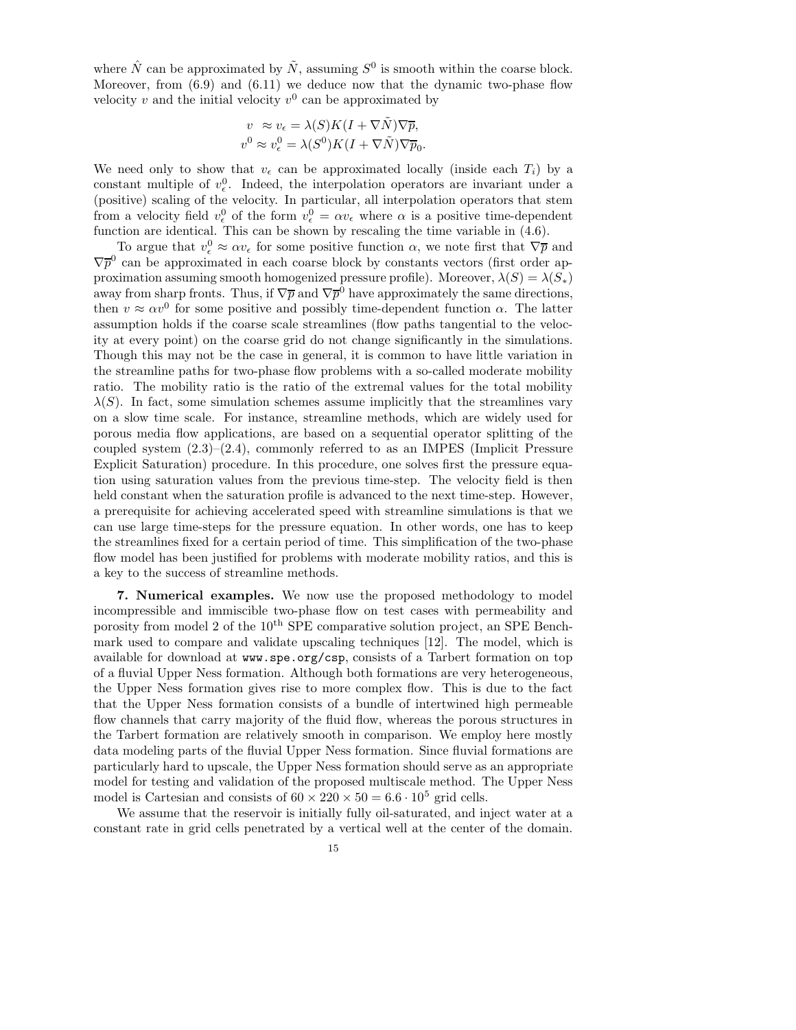where $\hat{N}$ can be approximated by $\tilde{N}$, assuming $S^0$ is smooth within the coarse block. Moreover, from (6.9) and (6.11) we deduce now that the dynamic two-phase flow velocity $v$ and the initial velocity $v^0$ can be approximated by

$$
\begin{aligned}
v \; &\approx v_\epsilon = \lambda(S) K (I + \nabla \tilde{N}) \nabla \overline{p}, \\
v^0 &\approx v_\epsilon^0 = \lambda(S^0) K (I + \nabla \tilde{N}) \nabla \overline{p}_0.
\end{aligned}
$$

We need only to show that $v_\epsilon$ can be approximated locally (inside each $T_i$) by a constant multiple of $v_\epsilon^0$. Indeed, the interpolation operators are invariant under a (positive) scaling of the velocity. In particular, all interpolation operators that stem from a velocity field $v_\epsilon^0$ of the form $v_\epsilon^0 = \alpha v_\epsilon$ where $\alpha$ is a positive time-dependent function are identical. This can be shown by rescaling the time variable in (4.6).

To argue that $v_\epsilon^0 \approx \alpha v_\epsilon$ for some positive function $\alpha$, we note first that $\nabla \overline{p}$ and $\nabla \overline{p}^0$ can be approximated in each coarse block by constants vectors (first order approximation assuming smooth homogenized pressure profile). Moreover, $\lambda(S) = \lambda(S_*)$ away from sharp fronts. Thus, if $\nabla \overline{p}$ and $\nabla \overline{p}^0$ have approximately the same directions, then $v \approx \alpha v^0$ for some positive and possibly time-dependent function $\alpha$. The latter assumption holds if the coarse scale streamlines (flow paths tangential to the velocity at every point) on the coarse grid do not change significantly in the simulations. Though this may not be the case in general, it is common to have little variation in the streamline paths for two-phase flow problems with a so-called moderate mobility ratio. The mobility ratio is the ratio of the extremal values for the total mobility $\lambda(S)$. In fact, some simulation schemes assume implicitly that the streamlines vary on a slow time scale. For instance, streamline methods, which are widely used for porous media flow applications, are based on a sequential operator splitting of the coupled system (2.3)–(2.4), commonly referred to as an IMPES (Implicit Pressure Explicit Saturation) procedure. In this procedure, one solves first the pressure equation using saturation values from the previous time-step. The velocity field is then held constant when the saturation profile is advanced to the next time-step. However, a prerequisite for achieving accelerated speed with streamline simulations is that we can use large time-steps for the pressure equation. In other words, one has to keep the streamlines fixed for a certain period of time. This simplification of the two-phase flow model has been justified for problems with moderate mobility ratios, and this is a key to the success of streamline methods.

## 7. Numerical examples.

We now use the proposed methodology to model incompressible and immiscible two-phase flow on test cases with permeability and porosity from model 2 of the $10^{\text{th}}$ SPE comparative solution project, an SPE Benchmark used to compare and validate upscaling techniques [12]. The model, which is available for download at `www.spe.org/csp`, consists of a Tarbert formation on top of a fluvial Upper Ness formation. Although both formations are very heterogeneous, the Upper Ness formation gives rise to more complex flow. This is due to the fact that the Upper Ness formation consists of a bundle of intertwined high permeable flow channels that carry majority of the fluid flow, whereas the porous structures in the Tarbert formation are relatively smooth in comparison. We employ here mostly data modeling parts of the fluvial Upper Ness formation. Since fluvial formations are particularly hard to upscale, the Upper Ness formation should serve as an appropriate model for testing and validation of the proposed multiscale method. The Upper Ness model is Cartesian and consists of $60 \times 220 \times 50 = 6.6 \cdot 10^5$ grid cells.

We assume that the reservoir is initially fully oil-saturated, and inject water at a constant rate in grid cells penetrated by a vertical well at the center of the domain.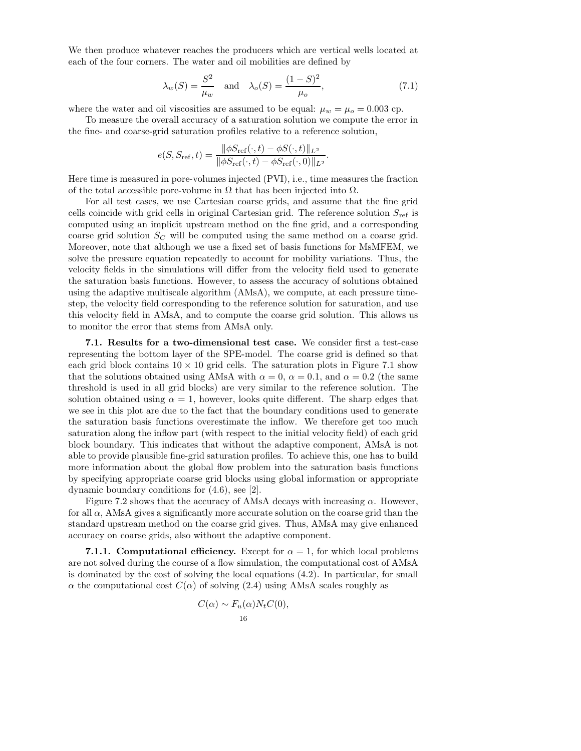We then produce whatever reaches the producers which are vertical wells located at each of the four corners. The water and oil mobilities are defined by

$$\lambda_w(S) = \frac{S^2}{\mu_w} \quad \text{and} \quad \lambda_o(S) = \frac{(1-S)^2}{\mu_o}, \tag{7.1}$$

where the water and oil viscosities are assumed to be equal: $\mu_w = \mu_o = 0.003$ cp.

To measure the overall accuracy of a saturation solution we compute the error in the fine- and coarse-grid saturation profiles relative to a reference solution,

$$e(S, S_{\text{ref}}, t) = \frac{\|\phi S_{\text{ref}}(\cdot, t) - \phi S(\cdot, t)\|_{L^2}}{\|\phi S_{\text{ref}}(\cdot, t) - \phi S_{\text{ref}}(\cdot, 0)\|_{L^2}}.$$

Here time is measured in pore-volumes injected (PVI), i.e., time measures the fraction of the total accessible pore-volume in $\Omega$ that has been injected into $\Omega$.

For all test cases, we use Cartesian coarse grids, and assume that the fine grid cells coincide with grid cells in original Cartesian grid. The reference solution $S_{\text{ref}}$ is computed using an implicit upstream method on the fine grid, and a corresponding coarse grid solution $S_C$ will be computed using the same method on a coarse grid. Moreover, note that although we use a fixed set of basis functions for MsMFEM, we solve the pressure equation repeatedly to account for mobility variations. Thus, the velocity fields in the simulations will differ from the velocity field used to generate the saturation basis functions. However, to assess the accuracy of solutions obtained using the adaptive multiscale algorithm (AMsA), we compute, at each pressure time-step, the velocity field corresponding to the reference solution for saturation, and use this velocity field in AMsA, and to compute the coarse grid solution. This allows us to monitor the error that stems from AMsA only.

**7.1. Results for a two-dimensional test case.** We consider first a test-case representing the bottom layer of the SPE-model. The coarse grid is defined so that each grid block contains $10 \times 10$ grid cells. The saturation plots in Figure 7.1 show that the solutions obtained using AMsA with $\alpha = 0$, $\alpha = 0.1$, and $\alpha = 0.2$ (the same threshold is used in all grid blocks) are very similar to the reference solution. The solution obtained using $\alpha = 1$, however, looks quite different. The sharp edges that we see in this plot are due to the fact that the boundary conditions used to generate the saturation basis functions overestimate the inflow. We therefore get too much saturation along the inflow part (with respect to the initial velocity field) of each grid block boundary. This indicates that without the adaptive component, AMsA is not able to provide plausible fine-grid saturation profiles. To achieve this, one has to build more information about the global flow problem into the saturation basis functions by specifying appropriate coarse grid blocks using global information or appropriate dynamic boundary conditions for (4.6), see [2].

Figure 7.2 shows that the accuracy of AMsA decays with increasing $\alpha$. However, for all $\alpha$, AMsA gives a significantly more accurate solution on the coarse grid than the standard upstream method on the coarse grid gives. Thus, AMsA may give enhanced accuracy on coarse grids, also without the adaptive component.

**7.1.1. Computational efficiency.** Except for $\alpha = 1$, for which local problems are not solved during the course of a flow simulation, the computational cost of AMsA is dominated by the cost of solving the local equations (4.2). In particular, for small $\alpha$ the computational cost $C(\alpha)$ of solving (2.4) using AMsA scales roughly as

$$C(\alpha) \sim F_u(\alpha) N_t C(0),$$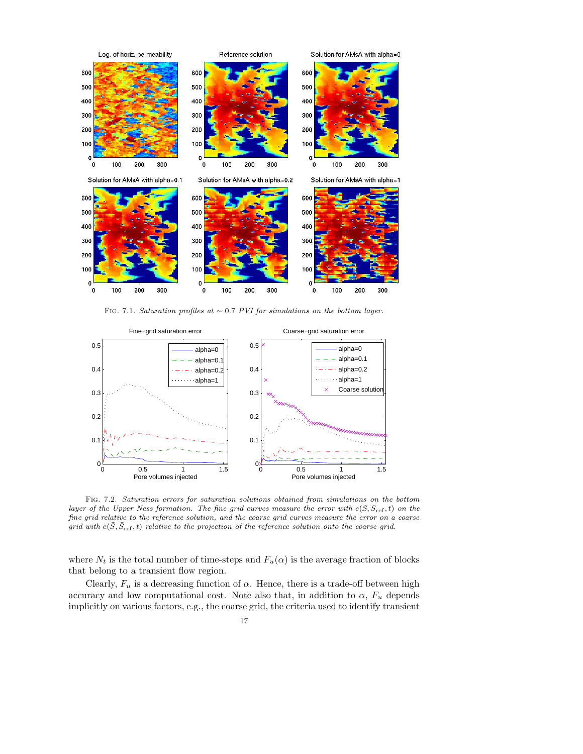FIG. 7.1. *Saturation profiles at* $\sim 0.7$ *PVI for simulations on the bottom layer.*

FIG. 7.2. *Saturation errors for saturation solutions obtained from simulations on the bottom layer of the Upper Ness formation. The fine grid curves measure the error with* $e(S, S_{\rm ref}, t)$ *on the fine grid relative to the reference solution, and the coarse grid curves measure the error on a coarse grid with* $e(\bar{S}, \bar{S}_{\rm ref}, t)$ *relative to the projection of the reference solution onto the coarse grid.*

where $N_t$ is the total number of time-steps and $F_u(\alpha)$ is the average fraction of blocks that belong to a transient flow region.

Clearly, $F_u$ is a decreasing function of $\alpha$. Hence, there is a trade-off between high accuracy and low computational cost. Note also that, in addition to $\alpha$, $F_u$ depends implicitly on various factors, e.g., the coarse grid, the criteria used to identify transient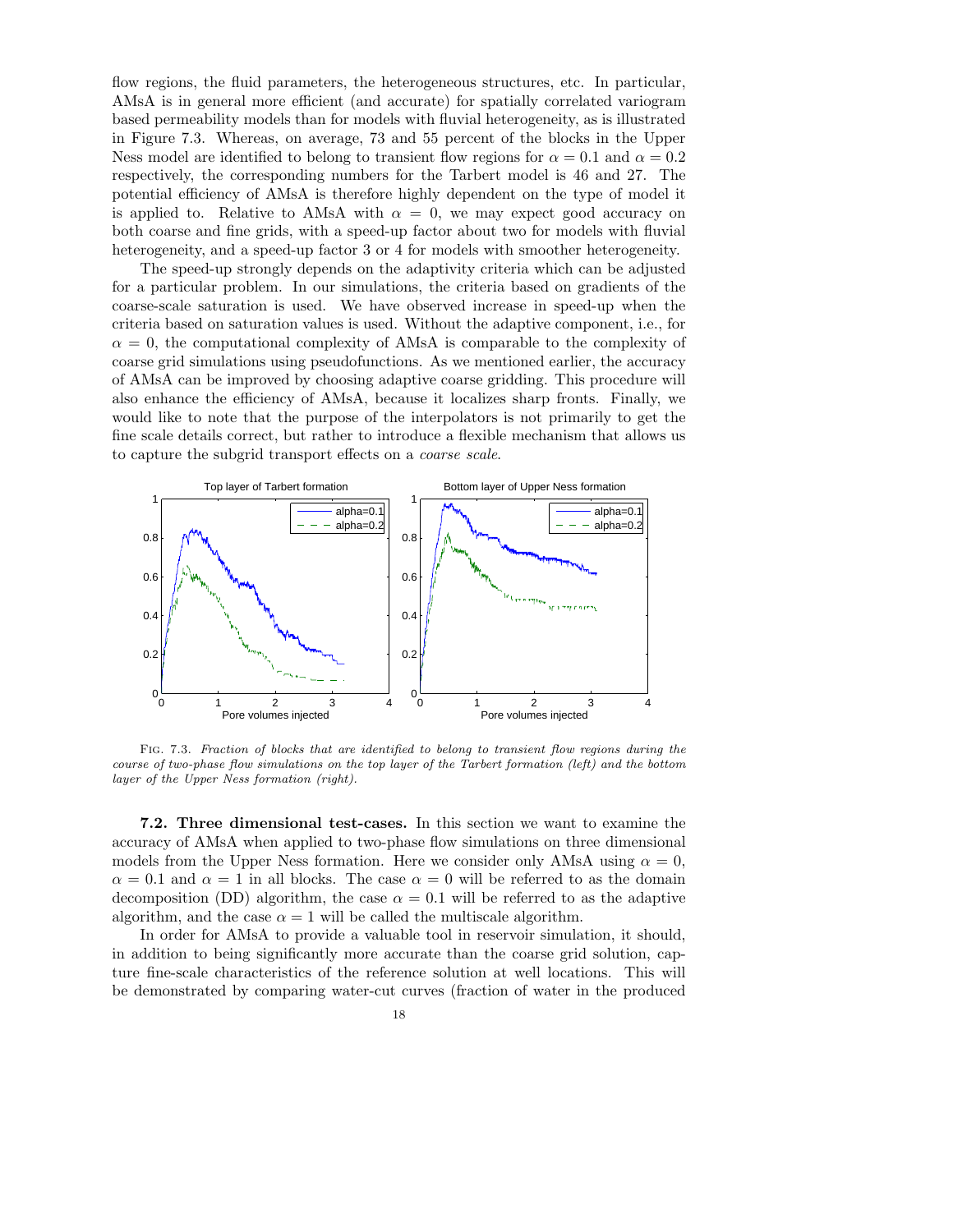flow regions, the fluid parameters, the heterogeneous structures, etc. In particular, AMsA is in general more efficient (and accurate) for spatially correlated variogram based permeability models than for models with fluvial heterogeneity, as is illustrated in Figure 7.3. Whereas, on average, 73 and 55 percent of the blocks in the Upper Ness model are identified to belong to transient flow regions for $\alpha = 0.1$ and $\alpha = 0.2$ respectively, the corresponding numbers for the Tarbert model is 46 and 27. The potential efficiency of AMsA is therefore highly dependent on the type of model it is applied to. Relative to AMsA with $\alpha = 0$, we may expect good accuracy on both coarse and fine grids, with a speed-up factor about two for models with fluvial heterogeneity, and a speed-up factor 3 or 4 for models with smoother heterogeneity.

The speed-up strongly depends on the adaptivity criteria which can be adjusted for a particular problem. In our simulations, the criteria based on gradients of the coarse-scale saturation is used. We have observed increase in speed-up when the criteria based on saturation values is used. Without the adaptive component, i.e., for $\alpha = 0$, the computational complexity of AMsA is comparable to the complexity of coarse grid simulations using pseudofunctions. As we mentioned earlier, the accuracy of AMsA can be improved by choosing adaptive coarse gridding. This procedure will also enhance the efficiency of AMsA, because it localizes sharp fronts. Finally, we would like to note that the purpose of the interpolators is not primarily to get the fine scale details correct, but rather to introduce a flexible mechanism that allows us to capture the subgrid transport effects on a *coarse scale*.

Fig. 7.3. *Fraction of blocks that are identified to belong to transient flow regions during the course of two-phase flow simulations on the top layer of the Tarbert formation (left) and the bottom layer of the Upper Ness formation (right).*

**7.2. Three dimensional test-cases.** In this section we want to examine the accuracy of AMsA when applied to two-phase flow simulations on three dimensional models from the Upper Ness formation. Here we consider only AMsA using $\alpha = 0$, $\alpha = 0.1$ and $\alpha = 1$ in all blocks. The case $\alpha = 0$ will be referred to as the domain decomposition (DD) algorithm, the case $\alpha = 0.1$ will be referred to as the adaptive algorithm, and the case $\alpha = 1$ will be called the multiscale algorithm.

In order for AMsA to provide a valuable tool in reservoir simulation, it should, in addition to being significantly more accurate than the coarse grid solution, capture fine-scale characteristics of the reference solution at well locations. This will be demonstrated by comparing water-cut curves (fraction of water in the produced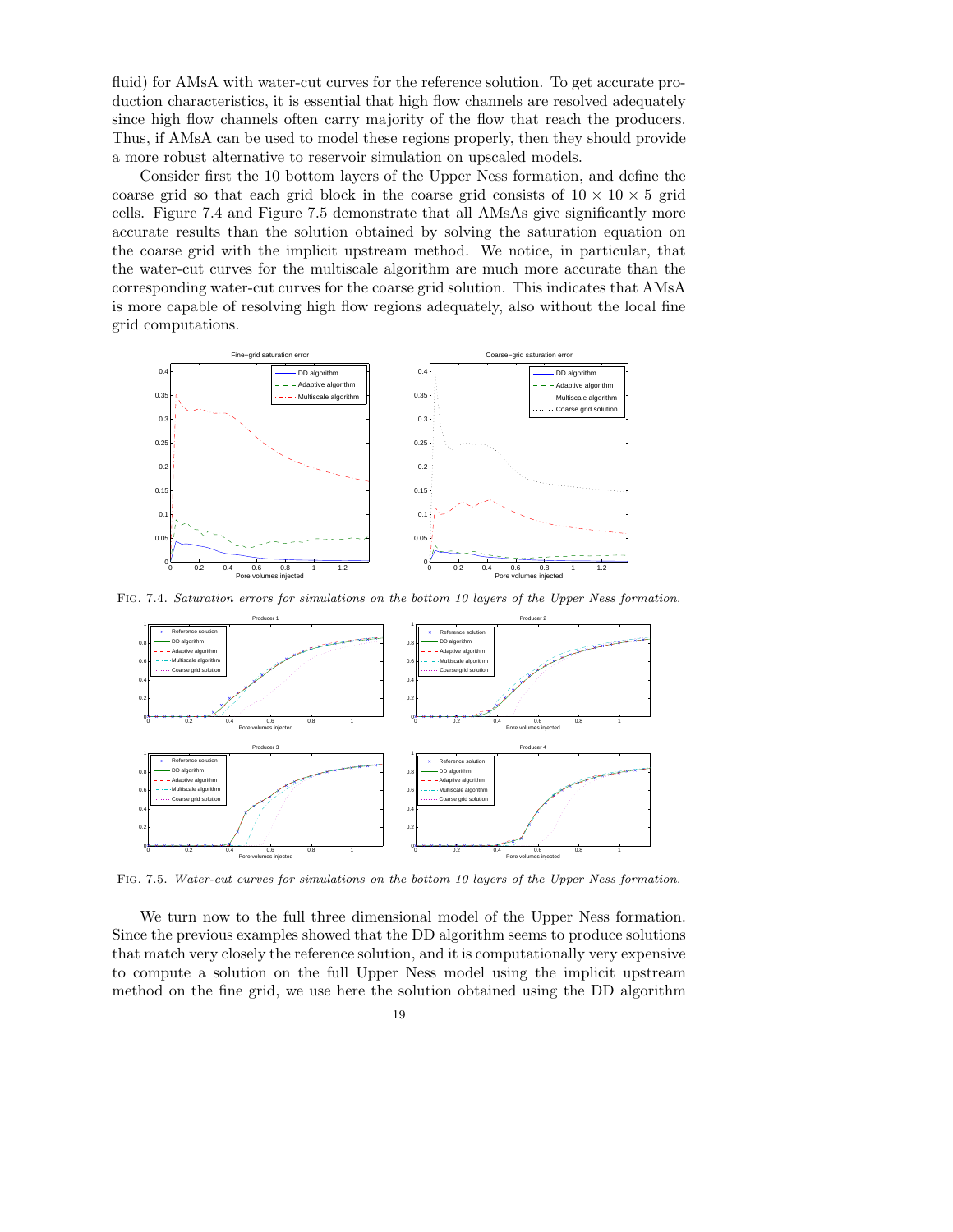fluid) for AMsA with water-cut curves for the reference solution. To get accurate production characteristics, it is essential that high flow channels are resolved adequately since high flow channels often carry majority of the flow that reach the producers. Thus, if AMsA can be used to model these regions properly, then they should provide a more robust alternative to reservoir simulation on upscaled models.

Consider first the 10 bottom layers of the Upper Ness formation, and define the coarse grid so that each grid block in the coarse grid consists of $10 \times 10 \times 5$ grid cells. Figure 7.4 and Figure 7.5 demonstrate that all AMsAs give significantly more accurate results than the solution obtained by solving the saturation equation on the coarse grid with the implicit upstream method. We notice, in particular, that the water-cut curves for the multiscale algorithm are much more accurate than the corresponding water-cut curves for the coarse grid solution. This indicates that AMsA is more capable of resolving high flow regions adequately, also without the local fine grid computations.

FIG. 7.4. *Saturation errors for simulations on the bottom 10 layers of the Upper Ness formation.*

FIG. 7.5. *Water-cut curves for simulations on the bottom 10 layers of the Upper Ness formation.*

We turn now to the full three dimensional model of the Upper Ness formation. Since the previous examples showed that the DD algorithm seems to produce solutions that match very closely the reference solution, and it is computationally very expensive to compute a solution on the full Upper Ness model using the implicit upstream method on the fine grid, we use here the solution obtained using the DD algorithm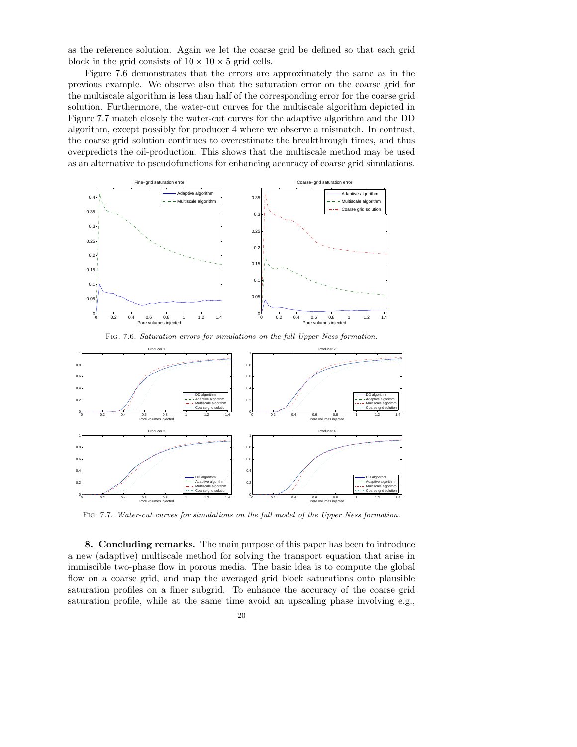as the reference solution. Again we let the coarse grid be defined so that each grid block in the grid consists of $10 \times 10 \times 5$ grid cells.

Figure 7.6 demonstrates that the errors are approximately the same as in the previous example. We observe also that the saturation error on the coarse grid for the multiscale algorithm is less than half of the corresponding error for the coarse grid solution. Furthermore, the water-cut curves for the multiscale algorithm depicted in Figure 7.7 match closely the water-cut curves for the adaptive algorithm and the DD algorithm, except possibly for producer 4 where we observe a mismatch. In contrast, the coarse grid solution continues to overestimate the breakthrough times, and thus overpredicts the oil-production. This shows that the multiscale method may be used as an alternative to pseudofunctions for enhancing accuracy of coarse grid simulations.

Fig. 7.6. *Saturation errors for simulations on the full Upper Ness formation.*

Fig. 7.7. *Water-cut curves for simulations on the full model of the Upper Ness formation.*

**8. Concluding remarks.** The main purpose of this paper has been to introduce a new (adaptive) multiscale method for solving the transport equation that arise in immiscible two-phase flow in porous media. The basic idea is to compute the global flow on a coarse grid, and map the averaged grid block saturations onto plausible saturation profiles on a finer subgrid. To enhance the accuracy of the coarse grid saturation profile, while at the same time avoid an upscaling phase involving e.g.,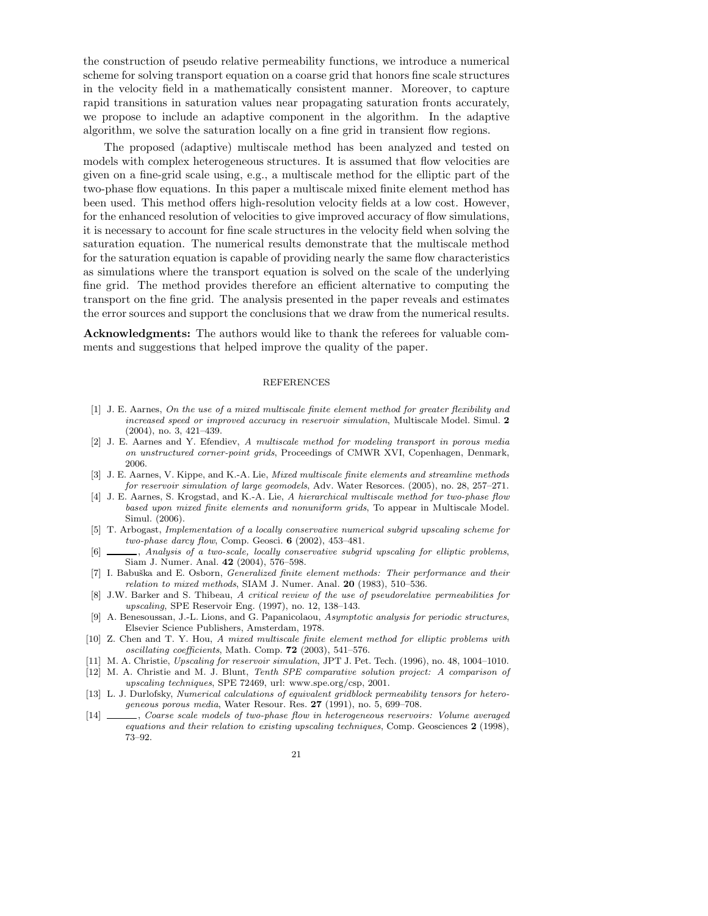the construction of pseudo relative permeability functions, we introduce a numerical scheme for solving transport equation on a coarse grid that honors fine scale structures in the velocity field in a mathematically consistent manner. Moreover, to capture rapid transitions in saturation values near propagating saturation fronts accurately, we propose to include an adaptive component in the algorithm. In the adaptive algorithm, we solve the saturation locally on a fine grid in transient flow regions.

The proposed (adaptive) multiscale method has been analyzed and tested on models with complex heterogeneous structures. It is assumed that flow velocities are given on a fine-grid scale using, e.g., a multiscale method for the elliptic part of the two-phase flow equations. In this paper a multiscale mixed finite element method has been used. This method offers high-resolution velocity fields at a low cost. However, for the enhanced resolution of velocities to give improved accuracy of flow simulations, it is necessary to account for fine scale structures in the velocity field when solving the saturation equation. The numerical results demonstrate that the multiscale method for the saturation equation is capable of providing nearly the same flow characteristics as simulations where the transport equation is solved on the scale of the underlying fine grid. The method provides therefore an efficient alternative to computing the transport on the fine grid. The analysis presented in the paper reveals and estimates the error sources and support the conclusions that we draw from the numerical results.

**Acknowledgments:** The authors would like to thank the referees for valuable comments and suggestions that helped improve the quality of the paper.

## REFERENCES

[1] J. E. Aarnes, *On the use of a mixed multiscale finite element method for greater flexibility and increased speed or improved accuracy in reservoir simulation*, Multiscale Model. Simul. **2** (2004), no. 3, 421–439.

[2] J. E. Aarnes and Y. Efendiev, *A multiscale method for modeling transport in porous media on unstructured corner-point grids*, Proceedings of CMWR XVI, Copenhagen, Denmark, 2006.

[3] J. E. Aarnes, V. Kippe, and K.-A. Lie, *Mixed multiscale finite elements and streamline methods for reservoir simulation of large geomodels*, Adv. Water Resorces. (2005), no. 28, 257–271.

[4] J. E. Aarnes, S. Krogstad, and K.-A. Lie, *A hierarchical multiscale method for two-phase flow based upon mixed finite elements and nonuniform grids*, To appear in Multiscale Model. Simul. (2006).

[5] T. Arbogast, *Implementation of a locally conservative numerical subgrid upscaling scheme for two-phase darcy flow*, Comp. Geosci. **6** (2002), 453–481.

[6] ______, *Analysis of a two-scale, locally conservative subgrid upscaling for elliptic problems*, Siam J. Numer. Anal. **42** (2004), 576–598.

[7] I. Babuška and E. Osborn, *Generalized finite element methods: Their performance and their relation to mixed methods*, SIAM J. Numer. Anal. **20** (1983), 510–536.

[8] J.W. Barker and S. Thibeau, *A critical review of the use of pseudorelative permeabilities for upscaling*, SPE Reservoir Eng. (1997), no. 12, 138–143.

[9] A. Benesoussan, J.-L. Lions, and G. Papanicolaou, *Asymptotic analysis for periodic structures*, Elsevier Science Publishers, Amsterdam, 1978.

[10] Z. Chen and T. Y. Hou, *A mixed multiscale finite element method for elliptic problems with oscillating coefficients*, Math. Comp. **72** (2003), 541–576.

[11] M. A. Christie, *Upscaling for reservoir simulation*, JPT J. Pet. Tech. (1996), no. 48, 1004–1010.

[12] M. A. Christie and M. J. Blunt, *Tenth SPE comparative solution project: A comparison of upscaling techniques*, SPE 72469, url: www.spe.org/csp, 2001.

[13] L. J. Durlofsky, *Numerical calculations of equivalent gridblock permeability tensors for heterogeneous porous media*, Water Resour. Res. **27** (1991), no. 5, 699–708.

[14] ______, *Coarse scale models of two-phase flow in heterogeneous reservoirs: Volume averaged equations and their relation to existing upscaling techniques*, Comp. Geosciences **2** (1998), 73–92.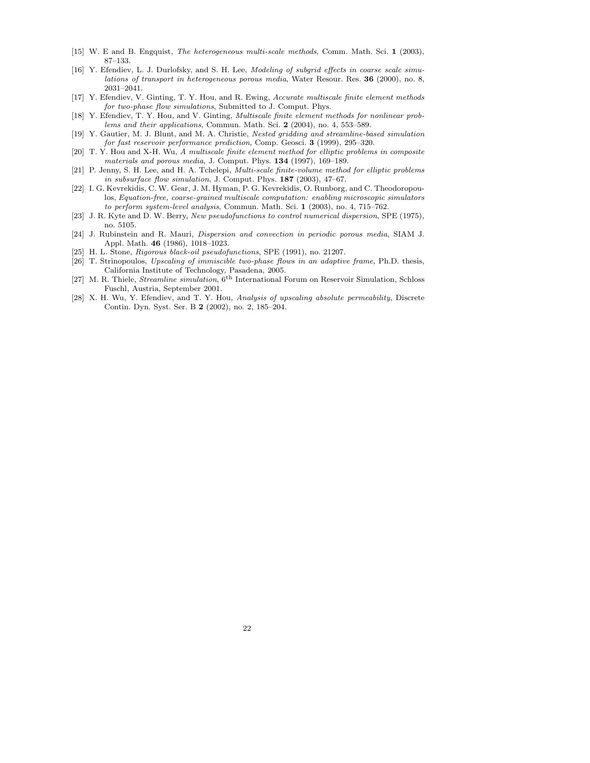[15] W. E and B. Engquist, *The heterogeneous multi-scale methods*, Comm. Math. Sci. **1** (2003), 87–133.

[16] Y. Efendiev, L. J. Durlofsky, and S. H. Lee, *Modeling of subgrid effects in coarse scale simulations of transport in heterogeneous porous media*, Water Resour. Res. **36** (2000), no. 8, 2031–2041.

[17] Y. Efendiev, V. Ginting, T. Y. Hou, and R. Ewing, *Accurate multiscale finite element methods for two-phase flow simulations*, Submitted to J. Comput. Phys.

[18] Y. Efendiev, T. Y. Hou, and V. Ginting, *Multiscale finite element methods for nonlinear problems and their applications*, Commun. Math. Sci. **2** (2004), no. 4, 553–589.

[19] Y. Gautier, M. J. Blunt, and M. A. Christie, *Nested gridding and streamline-based simulation for fast reservoir performance prediction*, Comp. Geosci. **3** (1999), 295–320.

[20] T. Y. Hou and X-H. Wu, *A multiscale finite element method for elliptic problems in composite materials and porous media*, J. Comput. Phys. **134** (1997), 169–189.

[21] P. Jenny, S. H. Lee, and H. A. Tchelepi, *Multi-scale finite-volume method for elliptic problems in subsurface flow simulation*, J. Comput. Phys. **187** (2003), 47–67.

[22] I. G. Kevrekidis, C. W. Gear, J. M. Hyman, P. G. Kevrekidis, O. Runborg, and C. Theodoropoulos, *Equation-free, coarse-grained multiscale computation: enabling microscopic simulators to perform system-level analysis*, Commun. Math. Sci. **1** (2003), no. 4, 715–762.

[23] J. R. Kyte and D. W. Berry, *New pseudofunctions to control numerical dispersion*, SPE (1975), no. 5105.

[24] J. Rubinstein and R. Mauri, *Dispersion and convection in periodic porous media*, SIAM J. Appl. Math. **46** (1986), 1018–1023.

[25] H. L. Stone, *Rigorous black-oil pseudofunctions*, SPE (1991), no. 21207.

[26] T. Strinopoulos, *Upscaling of immiscible two-phase flows in an adaptive frame*, Ph.D. thesis, California Institute of Technology, Pasadena, 2005.

[27] M. R. Thiele, *Streamline simulation*, 6$^{\text{th}}$ International Forum on Reservoir Simulation, Schloss Fuschl, Austria, September 2001.

[28] X. H. Wu, Y. Efendiev, and T. Y. Hou, *Analysis of upscaling absolute permeability*, Discrete Contin. Dyn. Syst. Ser. B **2** (2002), no. 2, 185–204.